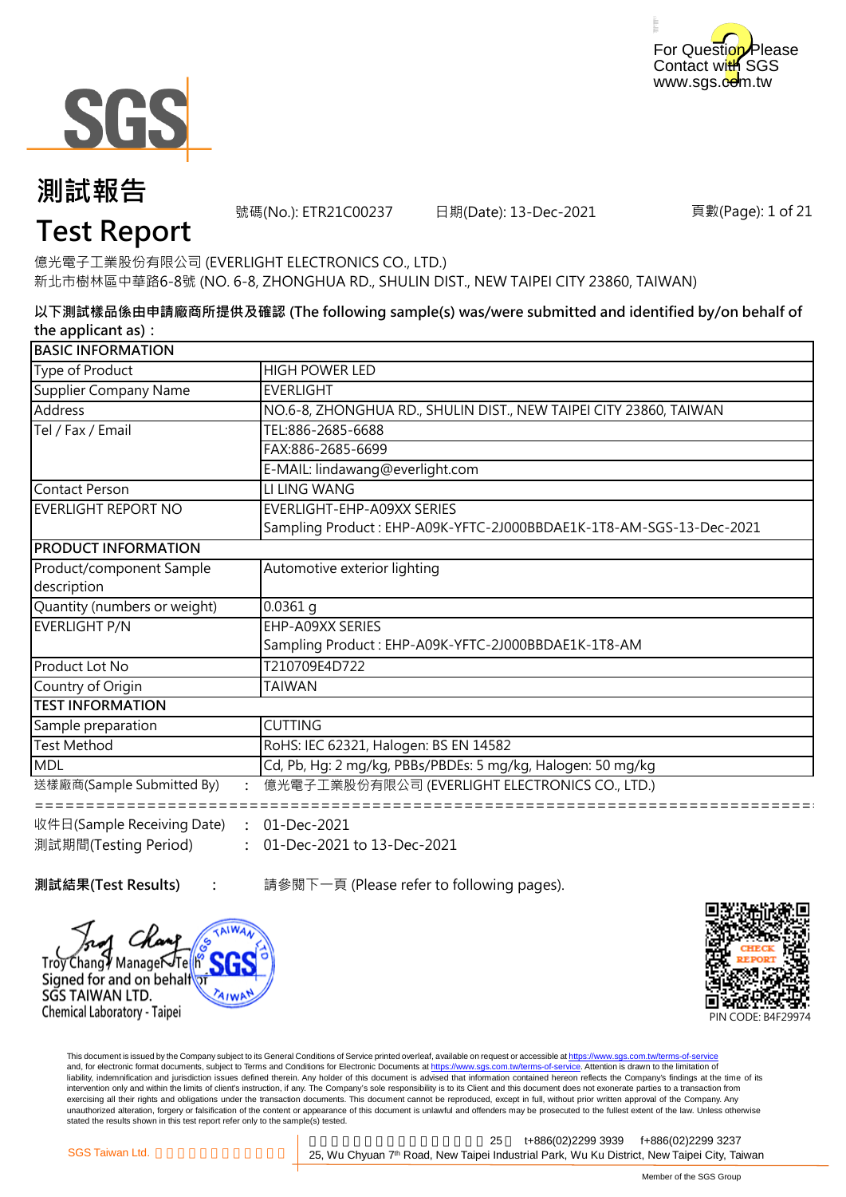For Question Please Contact with SGS
www.sgs.com.tw

# 測試報告
# Test Report

號碼(No.): ETR21C00237　　日期(Date): 13-Dec-2021

億光電子工業股份有限公司 (EVERLIGHT ELECTRONICS CO., LTD.)
新北市樹林區中華路6-8號 (NO. 6-8, ZHONGHUA RD., SHULIN DIST., NEW TAIPEI CITY 23860, TAIWAN)

**以下測試樣品係由申請廠商所提供及確認 (The following sample(s) was/were submitted and identified by/on behalf of the applicant as)：**

| BASIC INFORMATION | |
|---|---|
| Type of Product | HIGH POWER LED |
| Supplier Company Name | EVERLIGHT |
| Address | NO.6-8, ZHONGHUA RD., SHULIN DIST., NEW TAIPEI CITY 23860, TAIWAN |
| Tel / Fax / Email | TEL:886-2685-6688 |
| | FAX:886-2685-6699 |
| | E-MAIL: lindawang@everlight.com |
| Contact Person | LI LING WANG |
| EVERLIGHT REPORT NO | EVERLIGHT-EHP-A09XX SERIES<br>Sampling Product : EHP-A09K-YFTC-2J000BBDAE1K-1T8-AM-SGS-13-Dec-2021 |
| **PRODUCT INFORMATION** | |
| Product/component Sample description | Automotive exterior lighting |
| Quantity (numbers or weight) | 0.0361 g |
| EVERLIGHT P/N | EHP-A09XX SERIES<br>Sampling Product : EHP-A09K-YFTC-2J000BBDAE1K-1T8-AM |
| Product Lot No | T210709E4D722 |
| Country of Origin | TAIWAN |
| **TEST INFORMATION** | |
| Sample preparation | CUTTING |
| Test Method | RoHS: IEC 62321, Halogen: BS EN 14582 |
| MDL | Cd, Pb, Hg: 2 mg/kg, PBBs/PBDEs: 5 mg/kg, Halogen: 50 mg/kg |

送樣廠商(Sample Submitted By)　:　億光電子工業股份有限公司 (EVERLIGHT ELECTRONICS CO., LTD.)

===========================================================================

收件日(Sample Receiving Date)　:　01-Dec-2021
測試期間(Testing Period)　:　01-Dec-2021 to 13-Dec-2021

**測試結果(Test Results)**　:　請參閱下一頁 (Please refer to following pages).

Troy Chang / Manager Tech
Signed for and on behalf of
SGS TAIWAN LTD.
Chemical Laboratory - Taipei

PIN CODE: B4F29974

This document is issued by the Company subject to its General Conditions of Service printed overleaf, available on request or accessible at https://www.sgs.com.tw/terms-of-service and, for electronic format documents, subject to Terms and Conditions for Electronic Documents at https://www.sgs.com.tw/terms-of-service. Attention is drawn to the limitation of liability, indemnification and jurisdiction issues defined therein. Any holder of this document is advised that information contained hereon reflects the Company's findings at the time of its intervention only and within the limits of client's instruction, if any. The Company's sole responsibility is to its Client and this document does not exonerate parties to a transaction from exercising all their rights and obligations under the transaction documents. This document cannot be reproduced, except in full, without prior written approval of the Company. Any unauthorized alteration, forgery or falsification of the content or appearance of this document is unlawful and offenders may be prosecuted to the fullest extent of the law. Unless otherwise stated the results shown in this test report refer only to the sample(s) tested.

SGS Taiwan Ltd. | 25 t+886(02)2299 3939 f+886(02)2299 3237
25, Wu Chyuan 7th Road, New Taipei Industrial Park, Wu Ku District, New Taipei City, Taiwan

Member of the SGS Group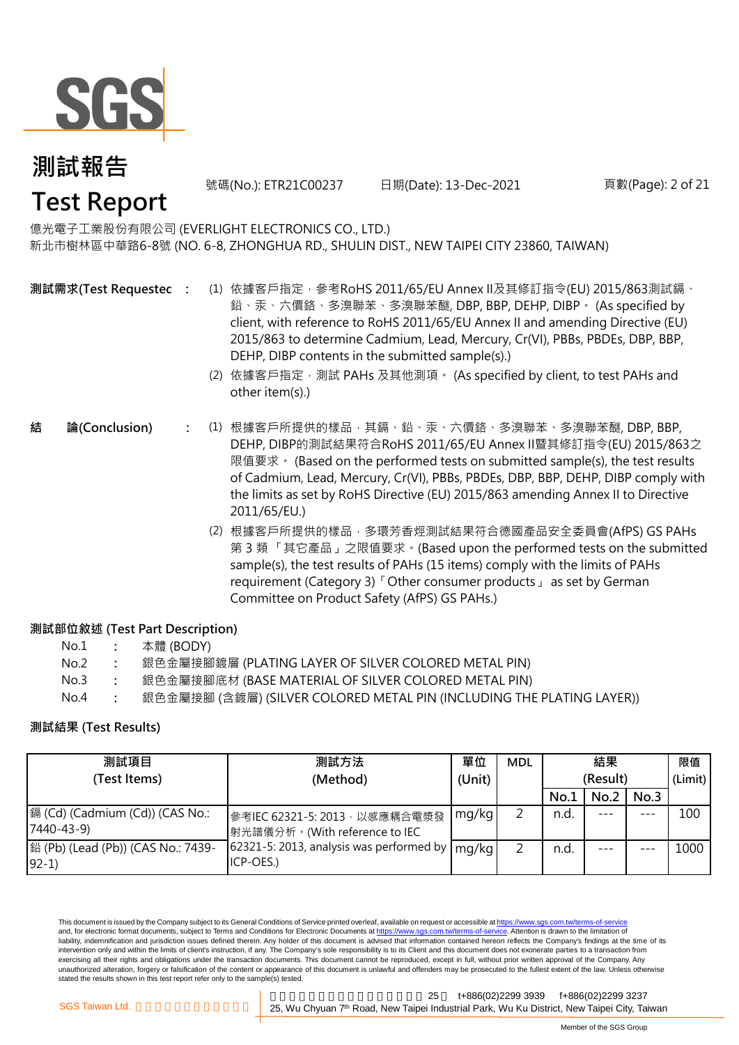# 測試報告
# Test Report

號碼(No.): ETR21C00237　　日期(Date): 13-Dec-2021

億光電子工業股份有限公司 (EVERLIGHT ELECTRONICS CO., LTD.)
新北市樹林區中華路6-8號 (NO. 6-8, ZHONGHUA RD., SHULIN DIST., NEW TAIPEI CITY 23860, TAIWAN)

**測試需求(Test Requestec** :

(1) 依據客戶指定，參考RoHS 2011/65/EU Annex II及其修訂指令(EU) 2015/863測試鎘、鉛、汞、六價鉻、多溴聯苯、多溴聯苯醚, DBP, BBP, DEHP, DIBP。 (As specified by client, with reference to RoHS 2011/65/EU Annex II and amending Directive (EU) 2015/863 to determine Cadmium, Lead, Mercury, Cr(VI), PBBs, PBDEs, DBP, BBP, DEHP, DIBP contents in the submitted sample(s).)

(2) 依據客戶指定，測試 PAHs 及其他測項。 (As specified by client, to test PAHs and other item(s).)

**結　論(Conclusion)** :

(1) 根據客戶所提供的樣品，其鎘、鉛、汞、六價鉻、多溴聯苯、多溴聯苯醚, DBP, BBP, DEHP, DIBP的測試結果符合RoHS 2011/65/EU Annex II暨其修訂指令(EU) 2015/863之限值要求。 (Based on the performed tests on submitted sample(s), the test results of Cadmium, Lead, Mercury, Cr(VI), PBBs, PBDEs, DBP, BBP, DEHP, DIBP comply with the limits as set by RoHS Directive (EU) 2015/863 amending Annex II to Directive 2011/65/EU.)

(2) 根據客戶所提供的樣品，多環芳香烴測試結果符合德國產品安全委員會(AfPS) GS PAHs 第 3 類 「其它產品」之限值要求。(Based upon the performed tests on the submitted sample(s), the test results of PAHs (15 items) comply with the limits of PAHs requirement (Category 3)「Other consumer products」 as set by German Committee on Product Safety (AfPS) GS PAHs.)

**測試部位敘述 (Test Part Description)**

No.1 : 本體 (BODY)
No.2 : 銀色金屬接腳鍍層 (PLATING LAYER OF SILVER COLORED METAL PIN)
No.3 : 銀色金屬接腳底材 (BASE MATERIAL OF SILVER COLORED METAL PIN)
No.4 : 銀色金屬接腳 (含鍍層) (SILVER COLORED METAL PIN (INCLUDING THE PLATING LAYER))

**測試結果 (Test Results)**

| 測試項目 (Test Items) | 測試方法 (Method) | 單位 (Unit) | MDL | 結果 (Result) | | | 限值 (Limit) |
|---|---|---|---|---|---|---|---|
| | | | | No.1 | No.2 | No.3 | |
| 鎘 (Cd) (Cadmium (Cd)) (CAS No.: 7440-43-9) | 參考IEC 62321-5: 2013，以感應耦合電漿發射光譜儀分析。(With reference to IEC 62321-5: 2013, analysis was performed by ICP-OES.) | mg/kg | 2 | n.d. | --- | --- | 100 |
| 鉛 (Pb) (Lead (Pb)) (CAS No.: 7439-92-1) | | mg/kg | 2 | n.d. | --- | --- | 1000 |

This document is issued by the Company subject to its General Conditions of Service printed overleaf, available on request or accessible at https://www.sgs.com.tw/terms-of-service and, for electronic format documents, subject to Terms and Conditions for Electronic Documents at https://www.sgs.com.tw/terms-of-service. Attention is drawn to the limitation of liability, indemnification and jurisdiction issues defined therein. Any holder of this document is advised that information contained hereon reflects the Company's findings at the time of its intervention only and within the limits of client's instruction, if any. The Company's sole responsibility is to its Client and this document does not exonerate parties to a transaction from exercising all their rights and obligations under the transaction documents. This document cannot be reproduced, except in full, without prior written approval of the Company. Any unauthorized alteration, forgery or falsification of the content or appearance of this document is unlawful and offenders may be prosecuted to the fullest extent of the law. Unless otherwise stated the results shown in this test report refer only to the sample(s) tested.

SGS Taiwan Ltd. t+886(02)2299 3939 f+886(02)2299 3237
25, Wu Chyuan 7th Road, New Taipei Industrial Park, Wu Ku District, New Taipei City, Taiwan
Member of the SGS Group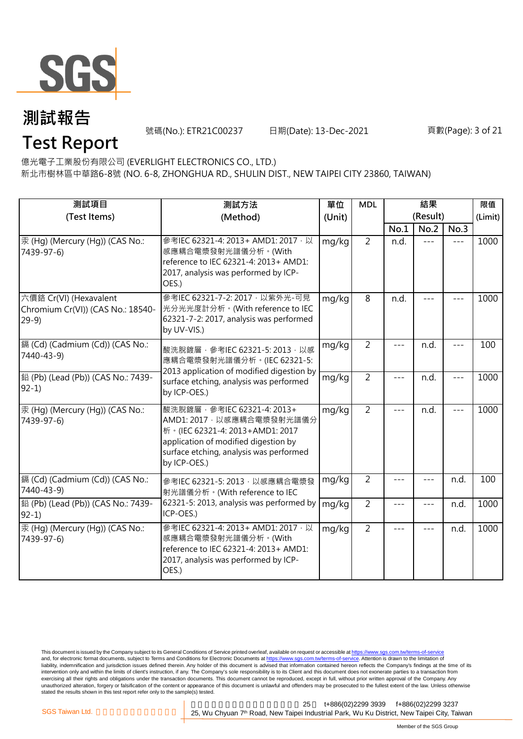# 測試報告

# Test Report

號碼(No.): ETR21C00237　　日期(Date): 13-Dec-2021

億光電子工業股份有限公司 (EVERLIGHT ELECTRONICS CO., LTD.)
新北市樹林區中華路6-8號 (NO. 6-8, ZHONGHUA RD., SHULIN DIST., NEW TAIPEI CITY 23860, TAIWAN)

| 測試項目 (Test Items) | 測試方法 (Method) | 單位 (Unit) | MDL | 結果 (Result) | | | 限值 (Limit) |
|---|---|---|---|---|---|---|---|
| | | | | No.1 | No.2 | No.3 | |
| 汞 (Hg) (Mercury (Hg)) (CAS No.: 7439-97-6) | 參考IEC 62321-4: 2013+ AMD1: 2017，以感應耦合電漿發射光譜儀分析。(With reference to IEC 62321-4: 2013+ AMD1: 2017, analysis was performed by ICP-OES.) | mg/kg | 2 | n.d. | --- | --- | 1000 |
| 六價鉻 Cr(VI) (Hexavalent Chromium Cr(VI)) (CAS No.: 18540-29-9) | 參考IEC 62321-7-2: 2017，以紫外光-可見光分光光度計分析。(With reference to IEC 62321-7-2: 2017, analysis was performed by UV-VIS.) | mg/kg | 8 | n.d. | --- | --- | 1000 |
| 鎘 (Cd) (Cadmium (Cd)) (CAS No.: 7440-43-9) | 酸洗脫鍍層，參考IEC 62321-5: 2013，以感應耦合電漿發射光譜儀分析。(IEC 62321-5: 2013 application of modified digestion by surface etching, analysis was performed by ICP-OES.) | mg/kg | 2 | --- | n.d. | --- | 100 |
| 鉛 (Pb) (Lead (Pb)) (CAS No.: 7439-92-1) | | mg/kg | 2 | --- | n.d. | --- | 1000 |
| 汞 (Hg) (Mercury (Hg)) (CAS No.: 7439-97-6) | 酸洗脫鍍層，參考IEC 62321-4: 2013+ AMD1: 2017，以感應耦合電漿發射光譜儀分析。(IEC 62321-4: 2013+AMD1: 2017 application of modified digestion by surface etching, analysis was performed by ICP-OES.) | mg/kg | 2 | --- | n.d. | --- | 1000 |
| 鎘 (Cd) (Cadmium (Cd)) (CAS No.: 7440-43-9) | 參考IEC 62321-5: 2013，以感應耦合電漿發射光譜儀分析。(With reference to IEC 62321-5: 2013, analysis was performed by ICP-OES.) | mg/kg | 2 | --- | --- | n.d. | 100 |
| 鉛 (Pb) (Lead (Pb)) (CAS No.: 7439-92-1) | | mg/kg | 2 | --- | --- | n.d. | 1000 |
| 汞 (Hg) (Mercury (Hg)) (CAS No.: 7439-97-6) | 參考IEC 62321-4: 2013+ AMD1: 2017，以感應耦合電漿發射光譜儀分析。(With reference to IEC 62321-4: 2013+ AMD1: 2017, analysis was performed by ICP-OES.) | mg/kg | 2 | --- | --- | n.d. | 1000 |

This document is issued by the Company subject to its General Conditions of Service printed overleaf, available on request or accessible at https://www.sgs.com.tw/terms-of-service and, for electronic format documents, subject to Terms and Conditions for Electronic Documents at https://www.sgs.com.tw/terms-of-service. Attention is drawn to the limitation of liability, indemnification and jurisdiction issues defined therein. Any holder of this document is advised that information contained hereon reflects the Company's findings at the time of its intervention only and within the limits of client's instruction, if any. The Company's sole responsibility is to its Client and this document does not exonerate parties to a transaction from exercising all their rights and obligations under the transaction documents. This document cannot be reproduced, except in full, without prior written approval of the Company. Any unauthorized alteration, forgery or falsification of the content or appearance of this document is unlawful and offenders may be prosecuted to the fullest extent of the law. Unless otherwise stated the results shown in this test report refer only to the sample(s) tested.

SGS Taiwan Ltd. t+886(02)2299 3939 f+886(02)2299 3237
25, Wu Chyuan 7th Road, New Taipei Industrial Park, Wu Ku District, New Taipei City, Taiwan

Member of the SGS Group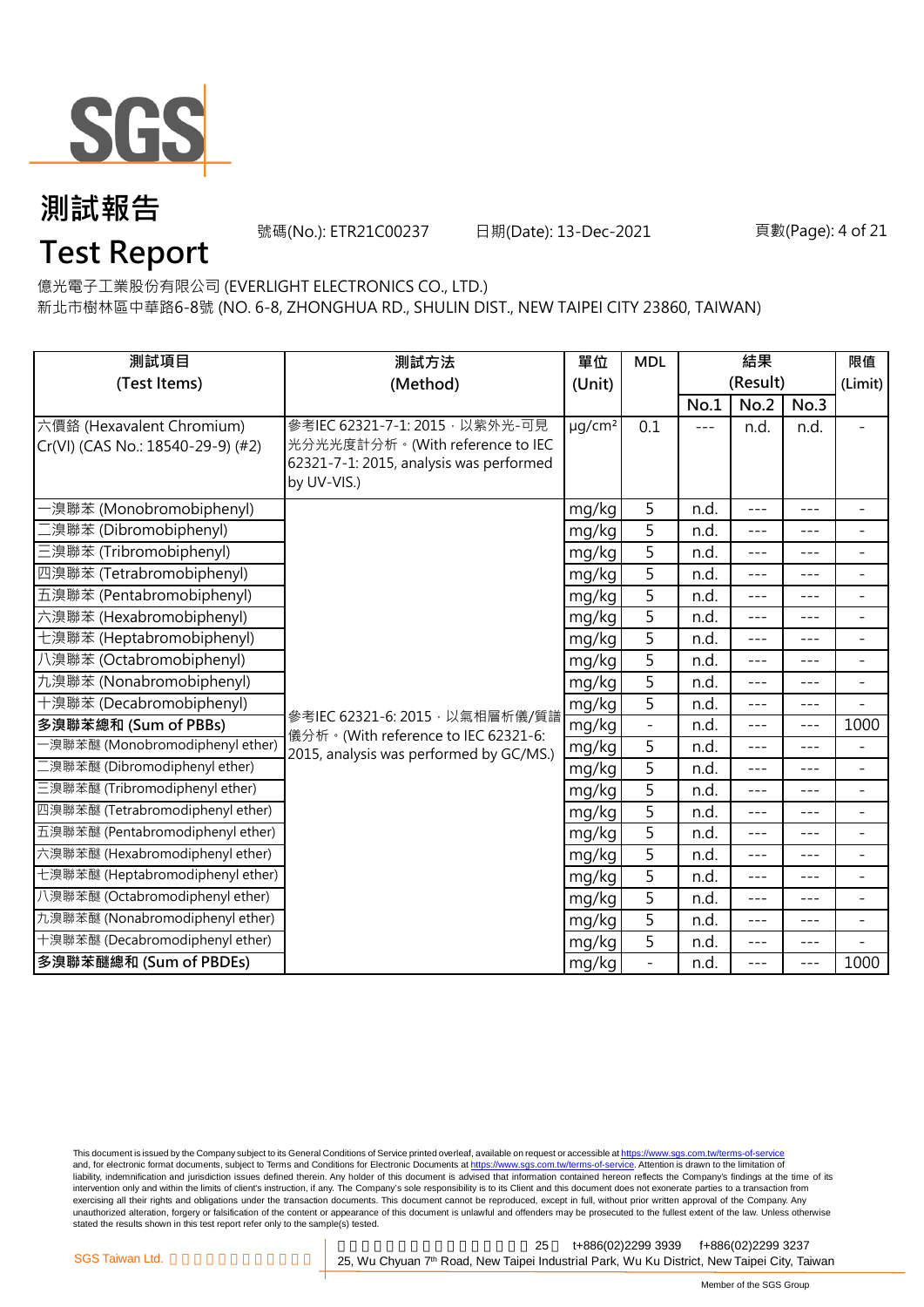# 測試報告

# Test Report

號碼(No.): ETR21C00237　　日期(Date): 13-Dec-2021

億光電子工業股份有限公司 (EVERLIGHT ELECTRONICS CO., LTD.)

新北市樹林區中華路6-8號 (NO. 6-8, ZHONGHUA RD., SHULIN DIST., NEW TAIPEI CITY 23860, TAIWAN)

| 測試項目 (Test Items) | 測試方法 (Method) | 單位 (Unit) | MDL | 結果 (Result) | | | 限值 (Limit) |
|---|---|---|---|---|---|---|---|
| | | | | No.1 | No.2 | No.3 | |
| 六價鉻 (Hexavalent Chromium) Cr(VI) (CAS No.: 18540-29-9) (#2) | 參考IEC 62321-7-1: 2015，以紫外光-可見光分光光度計分析。(With reference to IEC 62321-7-1: 2015, analysis was performed by UV-VIS.) | μg/cm² | 0.1 | --- | n.d. | n.d. | - |
| 一溴聯苯 (Monobromobiphenyl) | 參考IEC 62321-6: 2015，以氣相層析儀/質譜儀分析。(With reference to IEC 62321-6: 2015, analysis was performed by GC/MS.) | mg/kg | 5 | n.d. | --- | --- | - |
| 二溴聯苯 (Dibromobiphenyl) | | mg/kg | 5 | n.d. | --- | --- | - |
| 三溴聯苯 (Tribromobiphenyl) | | mg/kg | 5 | n.d. | --- | --- | - |
| 四溴聯苯 (Tetrabromobiphenyl) | | mg/kg | 5 | n.d. | --- | --- | - |
| 五溴聯苯 (Pentabromobiphenyl) | | mg/kg | 5 | n.d. | --- | --- | - |
| 六溴聯苯 (Hexabromobiphenyl) | | mg/kg | 5 | n.d. | --- | --- | - |
| 七溴聯苯 (Heptabromobiphenyl) | | mg/kg | 5 | n.d. | --- | --- | - |
| 八溴聯苯 (Octabromobiphenyl) | | mg/kg | 5 | n.d. | --- | --- | - |
| 九溴聯苯 (Nonabromobiphenyl) | | mg/kg | 5 | n.d. | --- | --- | - |
| 十溴聯苯 (Decabromobiphenyl) | | mg/kg | 5 | n.d. | --- | --- | - |
| **多溴聯苯總和 (Sum of PBBs)** | | mg/kg | - | n.d. | --- | --- | 1000 |
| 一溴聯苯醚 (Monobromodiphenyl ether) | | mg/kg | 5 | n.d. | --- | --- | - |
| 二溴聯苯醚 (Dibromodiphenyl ether) | | mg/kg | 5 | n.d. | --- | --- | - |
| 三溴聯苯醚 (Tribromodiphenyl ether) | | mg/kg | 5 | n.d. | --- | --- | - |
| 四溴聯苯醚 (Tetrabromodiphenyl ether) | | mg/kg | 5 | n.d. | --- | --- | - |
| 五溴聯苯醚 (Pentabromodiphenyl ether) | | mg/kg | 5 | n.d. | --- | --- | - |
| 六溴聯苯醚 (Hexabromodiphenyl ether) | | mg/kg | 5 | n.d. | --- | --- | - |
| 七溴聯苯醚 (Heptabromodiphenyl ether) | | mg/kg | 5 | n.d. | --- | --- | - |
| 八溴聯苯醚 (Octabromodiphenyl ether) | | mg/kg | 5 | n.d. | --- | --- | - |
| 九溴聯苯醚 (Nonabromodiphenyl ether) | | mg/kg | 5 | n.d. | --- | --- | - |
| 十溴聯苯醚 (Decabromodiphenyl ether) | | mg/kg | 5 | n.d. | --- | --- | - |
| **多溴聯苯醚總和 (Sum of PBDEs)** | | mg/kg | - | n.d. | --- | --- | 1000 |

This document is issued by the Company subject to its General Conditions of Service printed overleaf, available on request or accessible at https://www.sgs.com.tw/terms-of-service and, for electronic format documents, subject to Terms and Conditions for Electronic Documents at https://www.sgs.com.tw/terms-of-service. Attention is drawn to the limitation of liability, indemnification and jurisdiction issues defined therein. Any holder of this document is advised that information contained hereon reflects the Company's findings at the time of its intervention only and within the limits of client's instruction, if any. The Company's sole responsibility is to its Client and this document does not exonerate parties to a transaction from exercising all their rights and obligations under the transaction documents. This document cannot be reproduced, except in full, without prior written approval of the Company. Any unauthorized alteration, forgery or falsification of the content or appearance of this document is unlawful and offenders may be prosecuted to the fullest extent of the law. Unless otherwise stated the results shown in this test report refer only to the sample(s) tested.

SGS Taiwan Ltd. 25, Wu Chyuan 7th Road, New Taipei Industrial Park, Wu Ku District, New Taipei City, Taiwan t+886(02)2299 3939 f+886(02)2299 3237

Member of the SGS Group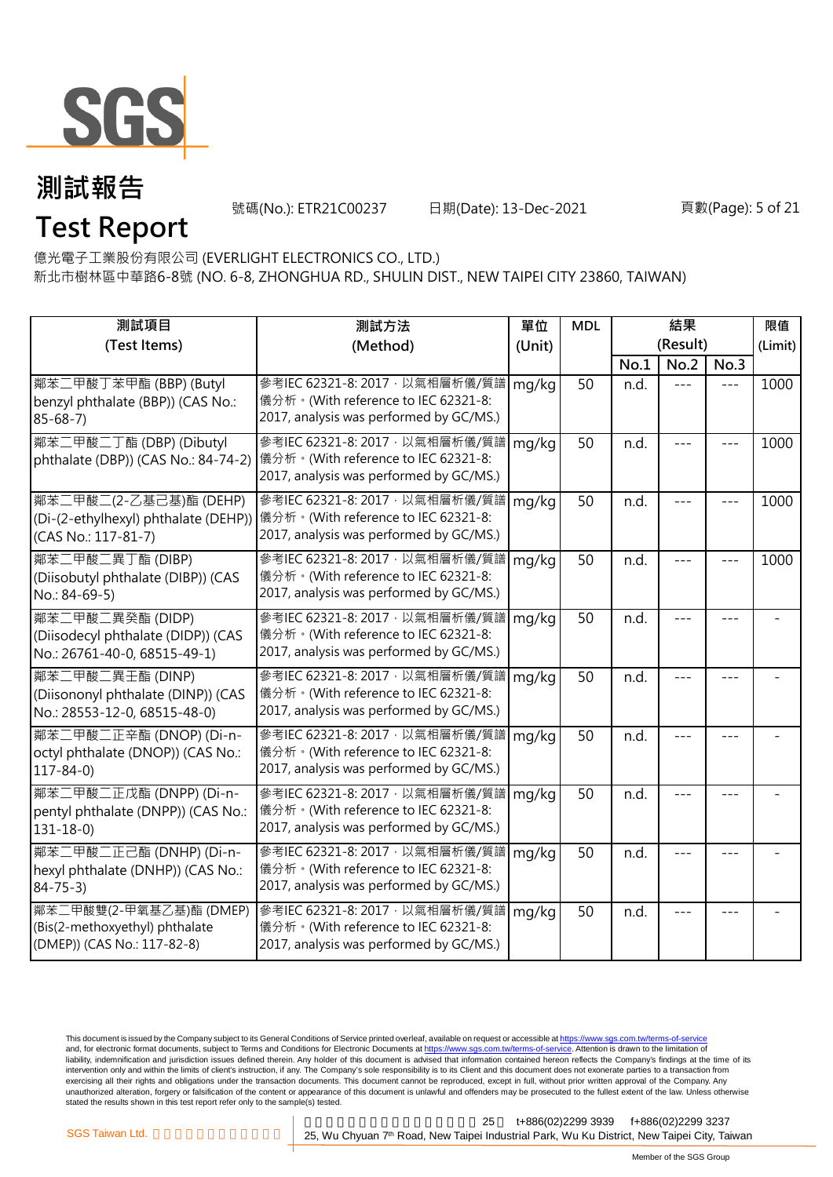# 測試報告

# Test Report

號碼(No.): ETR21C00237　　日期(Date): 13-Dec-2021

億光電子工業股份有限公司 (EVERLIGHT ELECTRONICS CO., LTD.)
新北市樹林區中華路6-8號 (NO. 6-8, ZHONGHUA RD., SHULIN DIST., NEW TAIPEI CITY 23860, TAIWAN)

| 測試項目 (Test Items) | 測試方法 (Method) | 單位 (Unit) | MDL | 結果 (Result) | | | 限值 (Limit) |
|---|---|---|---|---|---|---|---|
| | | | | No.1 | No.2 | No.3 | |
| 鄰苯二甲酸丁苯甲酯 (BBP) (Butyl benzyl phthalate (BBP)) (CAS No.: 85-68-7) | 參考IEC 62321-8: 2017，以氣相層析儀/質譜儀分析。(With reference to IEC 62321-8: 2017, analysis was performed by GC/MS.) | mg/kg | 50 | n.d. | --- | --- | 1000 |
| 鄰苯二甲酸二丁酯 (DBP) (Dibutyl phthalate (DBP)) (CAS No.: 84-74-2) | 參考IEC 62321-8: 2017，以氣相層析儀/質譜儀分析。(With reference to IEC 62321-8: 2017, analysis was performed by GC/MS.) | mg/kg | 50 | n.d. | --- | --- | 1000 |
| 鄰苯二甲酸二(2-乙基己基)酯 (DEHP) (Di-(2-ethylhexyl) phthalate (DEHP)) (CAS No.: 117-81-7) | 參考IEC 62321-8: 2017，以氣相層析儀/質譜儀分析。(With reference to IEC 62321-8: 2017, analysis was performed by GC/MS.) | mg/kg | 50 | n.d. | --- | --- | 1000 |
| 鄰苯二甲酸二異丁酯 (DIBP) (Diisobutyl phthalate (DIBP)) (CAS No.: 84-69-5) | 參考IEC 62321-8: 2017，以氣相層析儀/質譜儀分析。(With reference to IEC 62321-8: 2017, analysis was performed by GC/MS.) | mg/kg | 50 | n.d. | --- | --- | 1000 |
| 鄰苯二甲酸二異癸酯 (DIDP) (Diisodecyl phthalate (DIDP)) (CAS No.: 26761-40-0, 68515-49-1) | 參考IEC 62321-8: 2017，以氣相層析儀/質譜儀分析。(With reference to IEC 62321-8: 2017, analysis was performed by GC/MS.) | mg/kg | 50 | n.d. | --- | --- | - |
| 鄰苯二甲酸二異壬酯 (DINP) (Diisononyl phthalate (DINP)) (CAS No.: 28553-12-0, 68515-48-0) | 參考IEC 62321-8: 2017，以氣相層析儀/質譜儀分析。(With reference to IEC 62321-8: 2017, analysis was performed by GC/MS.) | mg/kg | 50 | n.d. | --- | --- | - |
| 鄰苯二甲酸二正辛酯 (DNOP) (Di-n-octyl phthalate (DNOP)) (CAS No.: 117-84-0) | 參考IEC 62321-8: 2017，以氣相層析儀/質譜儀分析。(With reference to IEC 62321-8: 2017, analysis was performed by GC/MS.) | mg/kg | 50 | n.d. | --- | --- | - |
| 鄰苯二甲酸二正戊酯 (DNPP) (Di-n-pentyl phthalate (DNPP)) (CAS No.: 131-18-0) | 參考IEC 62321-8: 2017，以氣相層析儀/質譜儀分析。(With reference to IEC 62321-8: 2017, analysis was performed by GC/MS.) | mg/kg | 50 | n.d. | --- | --- | - |
| 鄰苯二甲酸二正己酯 (DNHP) (Di-n-hexyl phthalate (DNHP)) (CAS No.: 84-75-3) | 參考IEC 62321-8: 2017，以氣相層析儀/質譜儀分析。(With reference to IEC 62321-8: 2017, analysis was performed by GC/MS.) | mg/kg | 50 | n.d. | --- | --- | - |
| 鄰苯二甲酸雙(2-甲氧基乙基)酯 (DMEP) (Bis(2-methoxyethyl) phthalate (DMEP)) (CAS No.: 117-82-8) | 參考IEC 62321-8: 2017，以氣相層析儀/質譜儀分析。(With reference to IEC 62321-8: 2017, analysis was performed by GC/MS.) | mg/kg | 50 | n.d. | --- | --- | - |

This document is issued by the Company subject to its General Conditions of Service printed overleaf, available on request or accessible at https://www.sgs.com.tw/terms-of-service and, for electronic format documents, subject to Terms and Conditions for Electronic Documents at https://www.sgs.com.tw/terms-of-service. Attention is drawn to the limitation of liability, indemnification and jurisdiction issues defined therein. Any holder of this document is advised that information contained hereon reflects the Company's findings at the time of its intervention only and within the limits of client's instruction, if any. The Company's sole responsibility is to its Client and this document does not exonerate parties to a transaction from exercising all their rights and obligations under the transaction documents. This document cannot be reproduced, except in full, without prior written approval of the Company. Any unauthorized alteration, forgery or falsification of the content or appearance of this document is unlawful and offenders may be prosecuted to the fullest extent of the law. Unless otherwise stated the results shown in this test report refer only to the sample(s) tested.

SGS Taiwan Ltd. | 25, Wu Chyuan 7th Road, New Taipei Industrial Park, Wu Ku District, New Taipei City, Taiwan | t+886(02)2299 3939 | f+886(02)2299 3237

Member of the SGS Group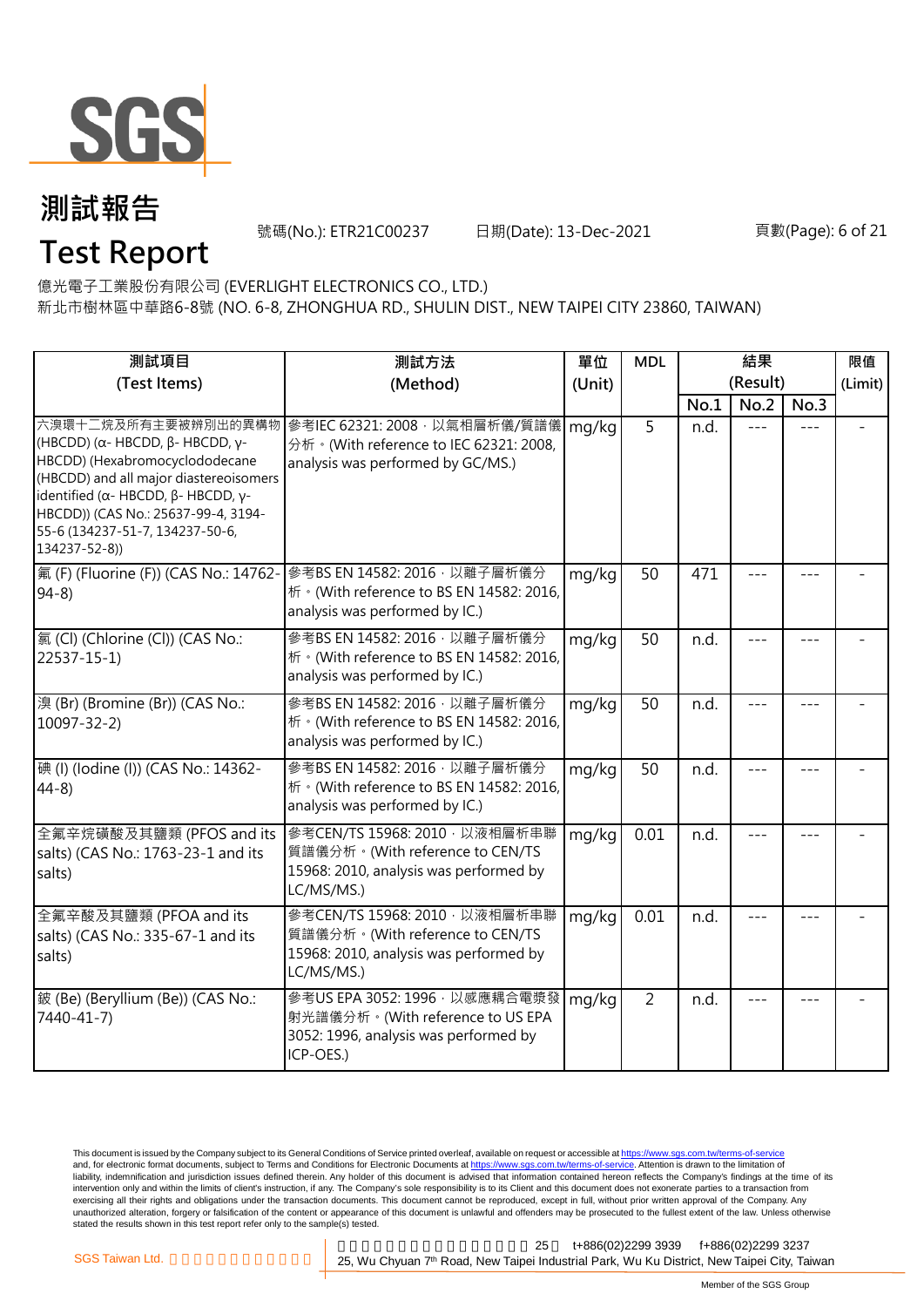# 測試報告

# Test Report

號碼(No.): ETR21C00237　　日期(Date): 13-Dec-2021

億光電子工業股份有限公司 (EVERLIGHT ELECTRONICS CO., LTD.)

新北市樹林區中華路6-8號 (NO. 6-8, ZHONGHUA RD., SHULIN DIST., NEW TAIPEI CITY 23860, TAIWAN)

| 測試項目 (Test Items) | 測試方法 (Method) | 單位 (Unit) | MDL | 結果 (Result) | | | 限值 (Limit) |
|---|---|---|---|---|---|---|---|
| | | | | No.1 | No.2 | No.3 | |
| 六溴環十二烷及所有主要被辨別出的異構物 (HBCDD) (α- HBCDD, β- HBCDD, γ-HBCDD) (Hexabromocyclododecane (HBCDD) and all major diastereoisomers identified (α- HBCDD, β- HBCDD, γ-HBCDD)) (CAS No.: 25637-99-4, 3194-55-6 (134237-51-7, 134237-50-6, 134237-52-8)) | 參考IEC 62321: 2008，以氣相層析儀/質譜儀分析。(With reference to IEC 62321: 2008, analysis was performed by GC/MS.) | mg/kg | 5 | n.d. | --- | --- | - |
| 氟 (F) (Fluorine (F)) (CAS No.: 14762-94-8) | 參考BS EN 14582: 2016，以離子層析儀分析。(With reference to BS EN 14582: 2016, analysis was performed by IC.) | mg/kg | 50 | 471 | --- | --- | - |
| 氯 (Cl) (Chlorine (Cl)) (CAS No.: 22537-15-1) | 參考BS EN 14582: 2016，以離子層析儀分析。(With reference to BS EN 14582: 2016, analysis was performed by IC.) | mg/kg | 50 | n.d. | --- | --- | - |
| 溴 (Br) (Bromine (Br)) (CAS No.: 10097-32-2) | 參考BS EN 14582: 2016，以離子層析儀分析。(With reference to BS EN 14582: 2016, analysis was performed by IC.) | mg/kg | 50 | n.d. | --- | --- | - |
| 碘 (I) (Iodine (I)) (CAS No.: 14362-44-8) | 參考BS EN 14582: 2016，以離子層析儀分析。(With reference to BS EN 14582: 2016, analysis was performed by IC.) | mg/kg | 50 | n.d. | --- | --- | - |
| 全氟辛烷磺酸及其鹽類 (PFOS and its salts) (CAS No.: 1763-23-1 and its salts) | 參考CEN/TS 15968: 2010，以液相層析串聯質譜儀分析。(With reference to CEN/TS 15968: 2010, analysis was performed by LC/MS/MS.) | mg/kg | 0.01 | n.d. | --- | --- | - |
| 全氟辛酸及其鹽類 (PFOA and its salts) (CAS No.: 335-67-1 and its salts) | 參考CEN/TS 15968: 2010，以液相層析串聯質譜儀分析。(With reference to CEN/TS 15968: 2010, analysis was performed by LC/MS/MS.) | mg/kg | 0.01 | n.d. | --- | --- | - |
| 鈹 (Be) (Beryllium (Be)) (CAS No.: 7440-41-7) | 參考US EPA 3052: 1996，以感應耦合電漿發射光譜儀分析。(With reference to US EPA 3052: 1996, analysis was performed by ICP-OES.) | mg/kg | 2 | n.d. | --- | --- | - |

This document is issued by the Company subject to its General Conditions of Service printed overleaf, available on request or accessible at https://www.sgs.com.tw/terms-of-service and, for electronic format documents, subject to Terms and Conditions for Electronic Documents at https://www.sgs.com.tw/terms-of-service. Attention is drawn to the limitation of liability, indemnification and jurisdiction issues defined therein. Any holder of this document is advised that information contained hereon reflects the Company's findings at the time of its intervention only and within the limits of client's instruction, if any. The Company's sole responsibility is to its Client and this document does not exonerate parties to a transaction from exercising all their rights and obligations under the transaction documents. This document cannot be reproduced, except in full, without prior written approval of the Company. Any unauthorized alteration, forgery or falsification of the content or appearance of this document is unlawful and offenders may be prosecuted to the fullest extent of the law. Unless otherwise stated the results shown in this test report refer only to the sample(s) tested.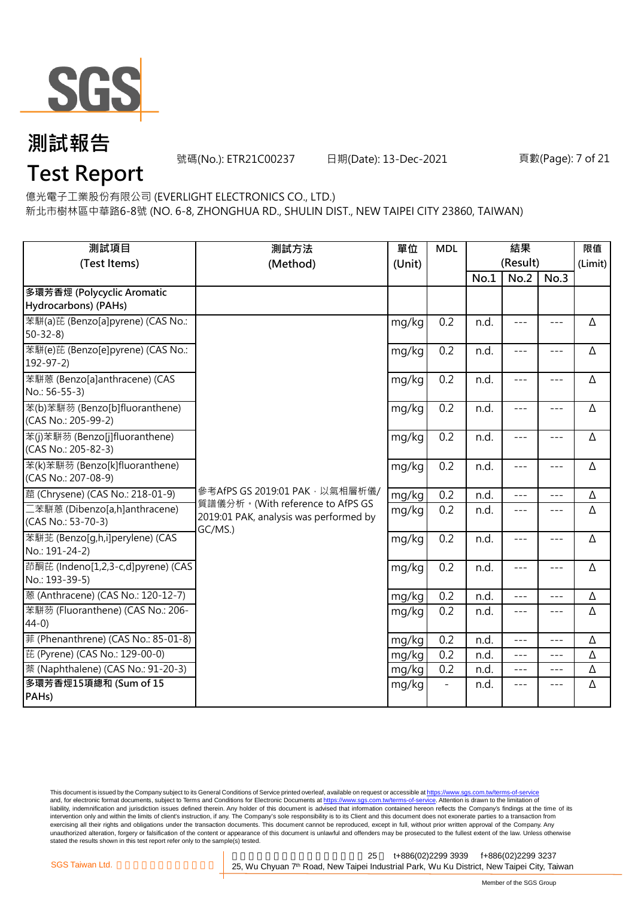# 測試報告
# Test Report

號碼(No.): ETR21C00237　　日期(Date): 13-Dec-2021

億光電子工業股份有限公司 (EVERLIGHT ELECTRONICS CO., LTD.)
新北市樹林區中華路6-8號 (NO. 6-8, ZHONGHUA RD., SHULIN DIST., NEW TAIPEI CITY 23860, TAIWAN)

| 測試項目 (Test Items) | 測試方法 (Method) | 單位 (Unit) | MDL | 結果 (Result) | | | 限值 (Limit) |
|---|---|---|---|---|---|---|---|
| | | | | No.1 | No.2 | No.3 | |
| **多環芳香烴 (Polycyclic Aromatic Hydrocarbons) (PAHs)** | | | | | | | |
| 苯駢(a)芘 (Benzo[a]pyrene) (CAS No.: 50-32-8) | 參考AfPS GS 2019:01 PAK，以氣相層析儀/質譜儀分析。(With reference to AfPS GS 2019:01 PAK, analysis was performed by GC/MS.) | mg/kg | 0.2 | n.d. | --- | --- | Δ |
| 苯駢(e)芘 (Benzo[e]pyrene) (CAS No.: 192-97-2) | | mg/kg | 0.2 | n.d. | --- | --- | Δ |
| 苯駢蒽 (Benzo[a]anthracene) (CAS No.: 56-55-3) | | mg/kg | 0.2 | n.d. | --- | --- | Δ |
| 苯(b)苯駢芴 (Benzo[b]fluoranthene) (CAS No.: 205-99-2) | | mg/kg | 0.2 | n.d. | --- | --- | Δ |
| 苯(j)苯駢芴 (Benzo[j]fluoranthene) (CAS No.: 205-82-3) | | mg/kg | 0.2 | n.d. | --- | --- | Δ |
| 苯(k)苯駢芴 (Benzo[k]fluoranthene) (CAS No.: 207-08-9) | | mg/kg | 0.2 | n.d. | --- | --- | Δ |
| 䓛 (Chrysene) (CAS No.: 218-01-9) | | mg/kg | 0.2 | n.d. | --- | --- | Δ |
| 二苯駢蒽 (Dibenzo[a,h]anthracene) (CAS No.: 53-70-3) | | mg/kg | 0.2 | n.d. | --- | --- | Δ |
| 苯駢苝 (Benzo[g,h,i]perylene) (CAS No.: 191-24-2) | | mg/kg | 0.2 | n.d. | --- | --- | Δ |
| 茚酮芘 (Indeno[1,2,3-c,d]pyrene) (CAS No.: 193-39-5) | | mg/kg | 0.2 | n.d. | --- | --- | Δ |
| 蒽 (Anthracene) (CAS No.: 120-12-7) | | mg/kg | 0.2 | n.d. | --- | --- | Δ |
| 苯駢芴 (Fluoranthene) (CAS No.: 206-44-0) | | mg/kg | 0.2 | n.d. | --- | --- | Δ |
| 菲 (Phenanthrene) (CAS No.: 85-01-8) | | mg/kg | 0.2 | n.d. | --- | --- | Δ |
| 芘 (Pyrene) (CAS No.: 129-00-0) | | mg/kg | 0.2 | n.d. | --- | --- | Δ |
| 萘 (Naphthalene) (CAS No.: 91-20-3) | | mg/kg | 0.2 | n.d. | --- | --- | Δ |
| **多環芳香烴15項總和 (Sum of 15 PAHs)** | | mg/kg | - | n.d. | --- | --- | Δ |

This document is issued by the Company subject to its General Conditions of Service printed overleaf, available on request or accessible at https://www.sgs.com.tw/terms-of-service and, for electronic format documents, subject to Terms and Conditions for Electronic Documents at https://www.sgs.com.tw/terms-of-service. Attention is drawn to the limitation of liability, indemnification and jurisdiction issues defined therein. Any holder of this document is advised that information contained hereon reflects the Company's findings at the time of its intervention only and within the limits of client's instruction, if any. The Company's sole responsibility is to its Client and this document does not exonerate parties to a transaction from exercising all their rights and obligations under the transaction documents. This document cannot be reproduced, except in full, without prior written approval of the Company. Any unauthorized alteration, forgery or falsification of the content or appearance of this document is unlawful and offenders may be prosecuted to the fullest extent of the law. Unless otherwise stated the results shown in this test report refer only to the sample(s) tested.

SGS Taiwan Ltd. | 25, Wu Chyuan 7th Road, New Taipei Industrial Park, Wu Ku District, New Taipei City, Taiwan | t+886(02)2299 3939 | f+886(02)2299 3237

Member of the SGS Group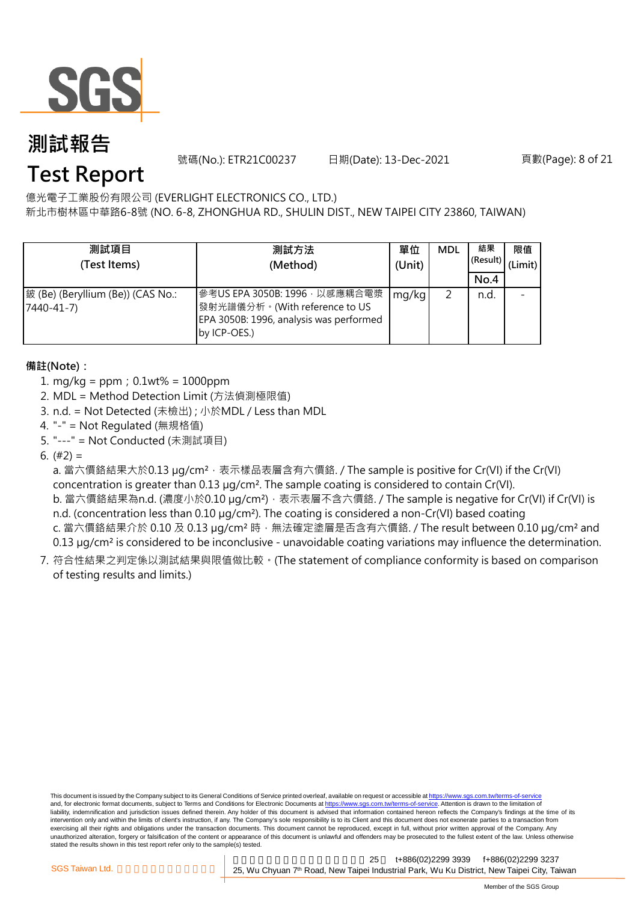# 測試報告

# Test Report

號碼(No.): ETR21C00237 日期(Date): 13-Dec-2021

億光電子工業股份有限公司 (EVERLIGHT ELECTRONICS CO., LTD.)
新北市樹林區中華路6-8號 (NO. 6-8, ZHONGHUA RD., SHULIN DIST., NEW TAIPEI CITY 23860, TAIWAN)

| 測試項目 (Test Items) | 測試方法 (Method) | 單位 (Unit) | MDL | 結果 (Result) | 限值 (Limit) |
|---|---|---|---|---|---|
| | | | | No.4 | |
| 鈹 (Be) (Beryllium (Be)) (CAS No.: 7440-41-7) | 參考US EPA 3050B: 1996，以感應耦合電漿發射光譜儀分析。(With reference to US EPA 3050B: 1996, analysis was performed by ICP-OES.) | mg/kg | 2 | n.d. | - |

**備註(Note)：**

1. mg/kg = ppm；0.1wt% = 1000ppm
2. MDL = Method Detection Limit (方法偵測極限值)
3. n.d. = Not Detected (未檢出) ; 小於MDL / Less than MDL
4. "-" = Not Regulated (無規格值)
5. "---" = Not Conducted (未測試項目)
6. (#2) =
   a. 當六價鉻結果大於0.13 µg/cm²，表示樣品表層含有六價鉻. / The sample is positive for Cr(VI) if the Cr(VI) concentration is greater than 0.13 µg/cm². The sample coating is considered to contain Cr(VI).
   b. 當六價鉻結果為n.d. (濃度小於0.10 µg/cm²)，表示表層不含六價鉻. / The sample is negative for Cr(VI) if Cr(VI) is n.d. (concentration less than 0.10 µg/cm²). The coating is considered a non-Cr(VI) based coating
   c. 當六價鉻結果介於 0.10 及 0.13 µg/cm² 時，無法確定塗層是否含有六價鉻. / The result between 0.10 µg/cm² and 0.13 µg/cm² is considered to be inconclusive - unavoidable coating variations may influence the determination.
7. 符合性結果之判定係以測試結果與限值做比較。(The statement of compliance conformity is based on comparison of testing results and limits.)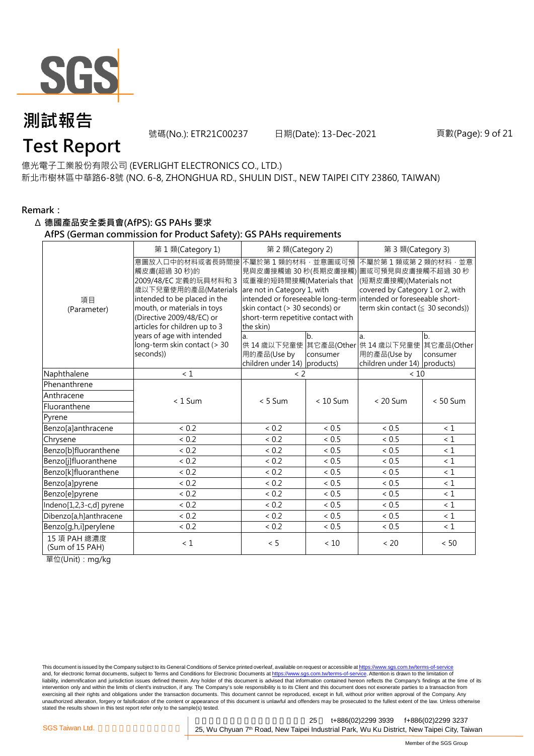億光電子工業股份有限公司 (EVERLIGHT ELECTRONICS CO., LTD.)
新北市樹林區中華路6-8號 (NO. 6-8, ZHONGHUA RD., SHULIN DIST., NEW TAIPEI CITY 23860, TAIWAN)

**Remark：**

**Δ 德國產品安全委員會(AfPS): GS PAHs 要求**
**AfPS (German commission for Product Safety): GS PAHs requirements**

| 項目 (Parameter) | 第 1 類(Category 1) | 第 2 類(Category 2) | | 第 3 類(Category 3) | |
|---|---|---|---|---|---|
| | 意圖放入口中的材料或者長時間接觸皮膚(超過 30 秒)的 2009/48/EC 定義的玩具材料和 3 歲以下兒童使用的產品(Materials intended to be placed in the mouth, or materials in toys (Directive 2009/48/EC) or articles for children up to 3 years of age with intended long-term skin contact (> 30 seconds)) | 不屬於第 1 類的材料，並意圖或可預見與皮膚接觸逾 30 秒(長期皮膚接觸)或重複的短時間接觸(Materials that are not in Category 1, with intended or foreseeable long-term skin contact (> 30 seconds) or short-term repetitive contact with the skin) | | 不屬於第 1 類或第 2 類的材料，並意圖或可預見與皮膚接觸不超過 30 秒(短期皮膚接觸)(Materials not covered by Category 1 or 2, with intended or foreseeable short-term skin contact (≤ 30 seconds)) | |
| | | a. 供 14 歲以下兒童使用的產品(Use by children under 14) | b. 其它產品(Other consumer products) | a. 供 14 歲以下兒童使用的產品(Use by children under 14) | b. 其它產品(Other consumer products) |
| Naphthalene | < 1 | < 2 | | < 10 | |
| Phenanthrene | < 1 Sum | < 5 Sum | < 10 Sum | < 20 Sum | < 50 Sum |
| Anthracene | | | | | |
| Fluoranthene | | | | | |
| Pyrene | | | | | |
| Benzo[a]anthracene | < 0.2 | < 0.2 | < 0.5 | < 0.5 | < 1 |
| Chrysene | < 0.2 | < 0.2 | < 0.5 | < 0.5 | < 1 |
| Benzo[b]fluoranthene | < 0.2 | < 0.2 | < 0.5 | < 0.5 | < 1 |
| Benzo[j]fluoranthene | < 0.2 | < 0.2 | < 0.5 | < 0.5 | < 1 |
| Benzo[k]fluoranthene | < 0.2 | < 0.2 | < 0.5 | < 0.5 | < 1 |
| Benzo[a]pyrene | < 0.2 | < 0.2 | < 0.5 | < 0.5 | < 1 |
| Benzo[e]pyrene | < 0.2 | < 0.2 | < 0.5 | < 0.5 | < 1 |
| Indeno[1,2,3-c,d] pyrene | < 0.2 | < 0.2 | < 0.5 | < 0.5 | < 1 |
| Dibenzo[a,h]anthracene | < 0.2 | < 0.2 | < 0.5 | < 0.5 | < 1 |
| Benzo[g,h,i]perylene | < 0.2 | < 0.2 | < 0.5 | < 0.5 | < 1 |
| 15 項 PAH 總濃度 (Sum of 15 PAH) | < 1 | < 5 | < 10 | < 20 | < 50 |

單位(Unit)：mg/kg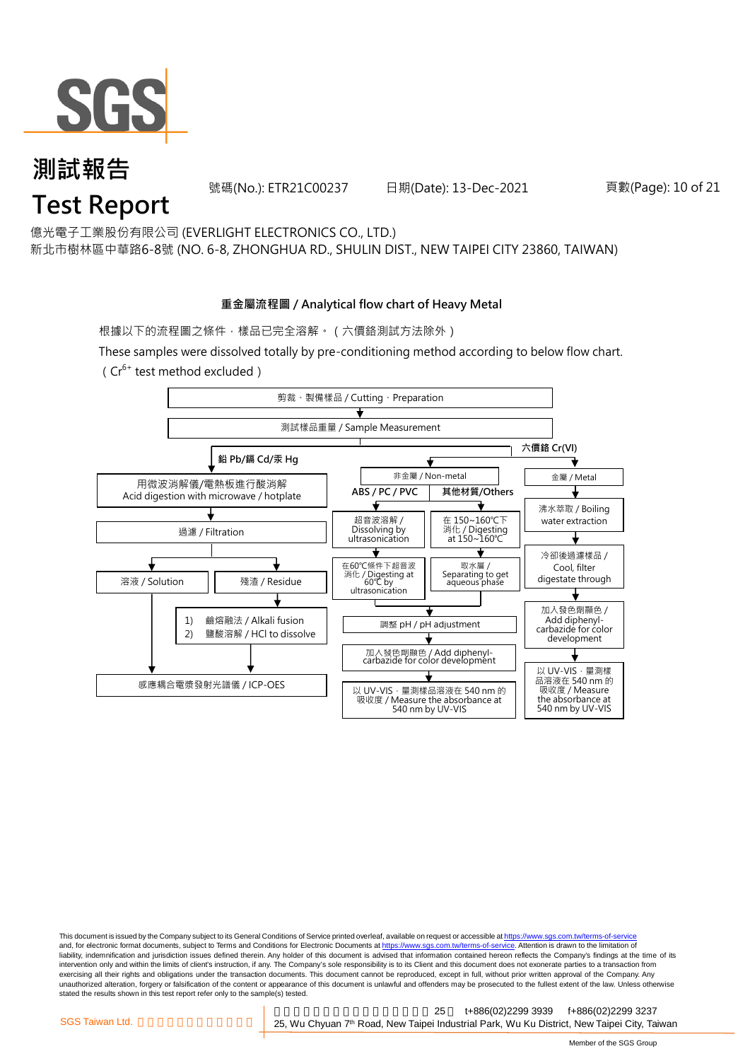# 測試報告
# Test Report

號碼(No.): ETR21C00237　　日期(Date): 13-Dec-2021

億光電子工業股份有限公司 (EVERLIGHT ELECTRONICS CO., LTD.)
新北市樹林區中華路6-8號 (NO. 6-8, ZHONGHUA RD., SHULIN DIST., NEW TAIPEI CITY 23860, TAIWAN)

## 重金屬流程圖 / Analytical flow chart of Heavy Metal

根據以下的流程圖之條件，樣品已完全溶解。（六價鉻測試方法除外）

These samples were dissolved totally by pre-conditioning method according to below flow chart.
（$Cr^{6+}$ test method excluded）

剪裁、製備樣品 / Cutting、Preparation
↓
測試樣品重量 / Sample Measurement

**鉛 Pb/鎘 Cd/汞 Hg**
- 用微波消解儀/電熱板進行酸消解 / Acid digestion with microwave / hotplate
- ↓ 過濾 / Filtration
- ↓ 溶液 / Solution → 感應耦合電漿發射光譜儀 / ICP-OES
- ↓ 殘渣 / Residue → 1) 鹼熔融法 / Alkali fusion 2) 鹽酸溶解 / HCl to dissolve → 感應耦合電漿發射光譜儀 / ICP-OES

**六價鉻 Cr(VI)**

非金屬 / Non-metal
- **ABS / PC / PVC**: 超音波溶解 / Dissolving by ultrasonication → 在60℃條件下超音波消化 / Digesting at 60℃ by ultrasonication
- **其他材質/Others**: 在 150~160℃下消化 / Digesting at 150~160℃ → 取水層 / Separating to get aqueous phase
- ↓ 調整 pH / pH adjustment
- ↓ 加入發色劑顯色 / Add diphenyl-carbazide for color development
- ↓ 以 UV-VIS，量測樣品溶液在 540 nm 的吸收度 / Measure the absorbance at 540 nm by UV-VIS

金屬 / Metal
- ↓ 沸水萃取 / Boiling water extraction
- ↓ 冷卻後過濾樣品 / Cool, filter digestate through
- ↓ 加入發色劑顯色 / Add diphenyl-carbazide for color development
- ↓ 以 UV-VIS，量測樣品溶液在 540 nm 的吸收度 / Measure the absorbance at 540 nm by UV-VIS

This document is issued by the Company subject to its General Conditions of Service printed overleaf, available on request or accessible at https://www.sgs.com.tw/terms-of-service and, for electronic format documents, subject to Terms and Conditions for Electronic Documents at https://www.sgs.com.tw/terms-of-service. Attention is drawn to the limitation of liability, indemnification and jurisdiction issues defined therein. Any holder of this document is advised that information contained hereon reflects the Company's findings at the time of its intervention only and within the limits of client's instruction, if any. The Company's sole responsibility is to its Client and this document does not exonerate parties to a transaction from exercising all their rights and obligations under the transaction documents. This document cannot be reproduced, except in full, without prior written approval of the Company. Any unauthorized alteration, forgery or falsification of the content or appearance of this document is unlawful and offenders may be prosecuted to the fullest extent of the law. Unless otherwise stated the results shown in this test report refer only to the sample(s) tested.

SGS Taiwan Ltd. 25, Wu Chyuan 7th Road, New Taipei Industrial Park, Wu Ku District, New Taipei City, Taiwan t+886(02)2299 3939 f+886(02)2299 3237

Member of the SGS Group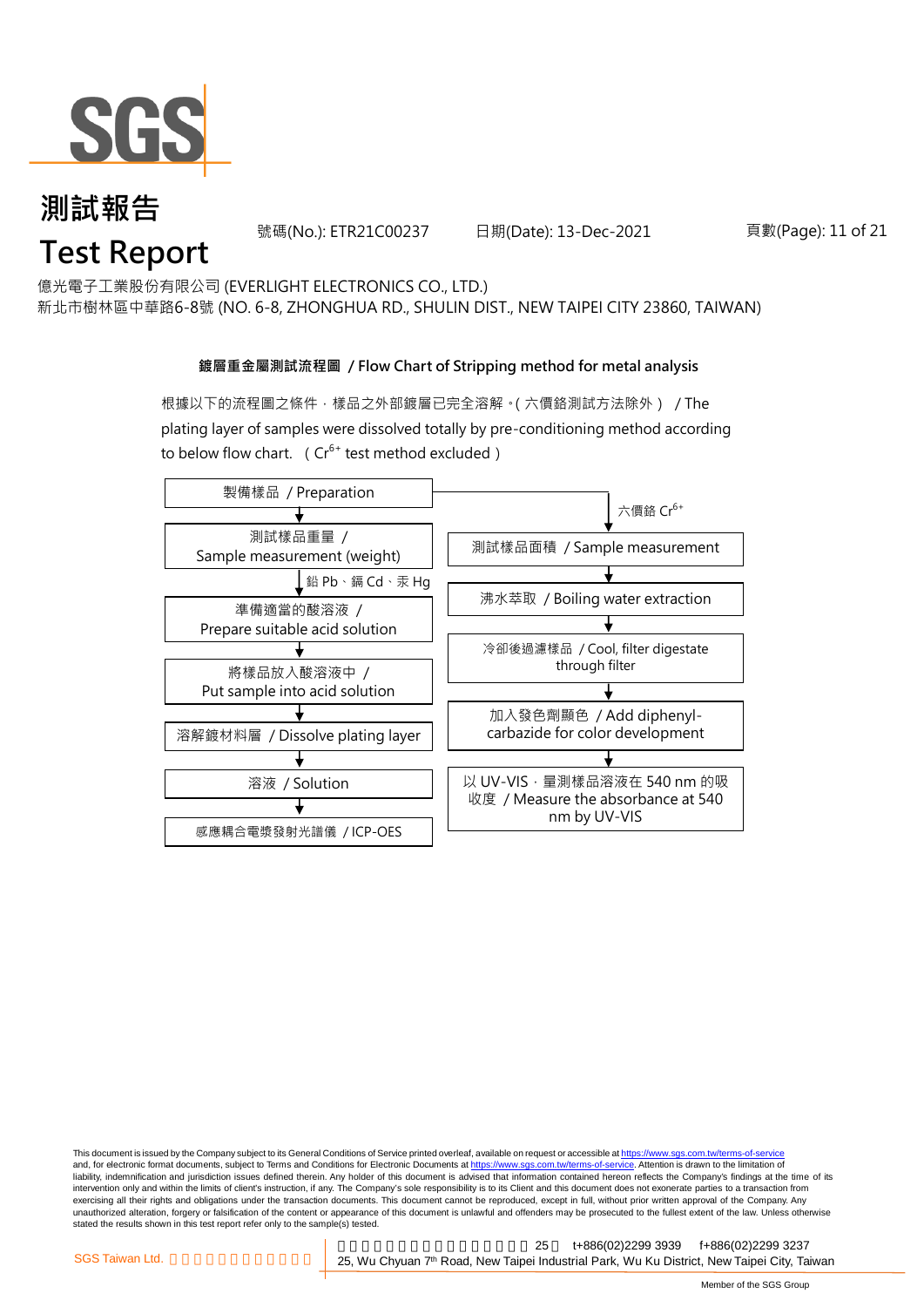# 測試報告
# Test Report

號碼(No.): ETR21C00237　　日期(Date): 13-Dec-2021

億光電子工業股份有限公司 (EVERLIGHT ELECTRONICS CO., LTD.)
新北市樹林區中華路6-8號 (NO. 6-8, ZHONGHUA RD., SHULIN DIST., NEW TAIPEI CITY 23860, TAIWAN)

**鍍層重金屬測試流程圖 / Flow Chart of Stripping method for metal analysis**

根據以下的流程圖之條件，樣品之外部鍍層已完全溶解。( 六價鉻測試方法除外 ) / The plating layer of samples were dissolved totally by pre-conditioning method according to below flow chart. ( $Cr^{6+}$ test method excluded )

製備樣品 / Preparation

**鉛 Pb、鎘 Cd、汞 Hg:**

1. 測試樣品重量 / Sample measurement (weight)
2. 準備適當的酸溶液 / Prepare suitable acid solution
3. 將樣品放入酸溶液中 / Put sample into acid solution
4. 溶解鍍材料層 / Dissolve plating layer
5. 溶液 / Solution
6. 感應耦合電漿發射光譜儀 / ICP-OES

**六價鉻 $Cr^{6+}$:**

1. 測試樣品面積 / Sample measurement
2. 沸水萃取 / Boiling water extraction
3. 冷卻後過濾樣品 / Cool, filter digestate through filter
4. 加入發色劑顯色 / Add diphenyl-carbazide for color development
5. 以 UV-VIS，量測樣品溶液在 540 nm 的吸收度 / Measure the absorbance at 540 nm by UV-VIS

This document is issued by the Company subject to its General Conditions of Service printed overleaf, available on request or accessible at https://www.sgs.com.tw/terms-of-service and, for electronic format documents, subject to Terms and Conditions for Electronic Documents at https://www.sgs.com.tw/terms-of-service. Attention is drawn to the limitation of liability, indemnification and jurisdiction issues defined therein. Any holder of this document is advised that information contained hereon reflects the Company's findings at the time of its intervention only and within the limits of client's instruction, if any. The Company's sole responsibility is to its Client and this document does not exonerate parties to a transaction from exercising all their rights and obligations under the transaction documents. This document cannot be reproduced, except in full, without prior written approval of the Company. Any unauthorized alteration, forgery or falsification of the content or appearance of this document is unlawful and offenders may be prosecuted to the fullest extent of the law. Unless otherwise stated the results shown in this test report refer only to the sample(s) tested.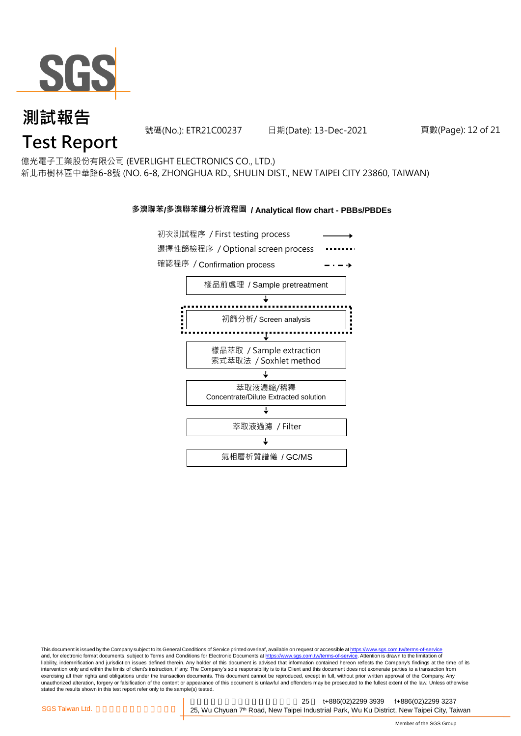# 測試報告
# Test Report

號碼(No.): ETR21C00237　　日期(Date): 13-Dec-2021

億光電子工業股份有限公司 (EVERLIGHT ELECTRONICS CO., LTD.)
新北市樹林區中華路6-8號 (NO. 6-8, ZHONGHUA RD., SHULIN DIST., NEW TAIPEI CITY 23860, TAIWAN)

## 多溴聯苯/多溴聯苯醚分析流程圖 / Analytical flow chart - PBBs/PBDEs

- 初次測試程序 / First testing process (solid arrow)
- 選擇性篩檢程序 / Optional screen process (dotted line)
- 確認程序 / Confirmation process (dash-dot arrow)

1. 樣品前處理 / Sample pretreatment
2. 初篩分析/ Screen analysis (optional screen process)
3. 樣品萃取 / Sample extraction
   索式萃取法 / Soxhlet method
4. 萃取液濃縮/稀釋
   Concentrate/Dilute Extracted solution
5. 萃取液過濾 / Filter
6. 氣相層析質譜儀 / GC/MS

This document is issued by the Company subject to its General Conditions of Service printed overleaf, available on request or accessible at https://www.sgs.com.tw/terms-of-service and, for electronic format documents, subject to Terms and Conditions for Electronic Documents at https://www.sgs.com.tw/terms-of-service. Attention is drawn to the limitation of liability, indemnification and jurisdiction issues defined therein. Any holder of this document is advised that information contained hereon reflects the Company's findings at the time of its intervention only and within the limits of client's instruction, if any. The Company's sole responsibility is to its Client and this document does not exonerate parties to a transaction from exercising all their rights and obligations under the transaction documents. This document cannot be reproduced, except in full, without prior written approval of the Company. Any unauthorized alteration, forgery or falsification of the content or appearance of this document is unlawful and offenders may be prosecuted to the fullest extent of the law. Unless otherwise stated the results shown in this test report refer only to the sample(s) tested.

SGS Taiwan Ltd. | 25, Wu Chyuan 7th Road, New Taipei Industrial Park, Wu Ku District, New Taipei City, Taiwan | t+886(02)2299 3939 | f+886(02)2299 3237

Member of the SGS Group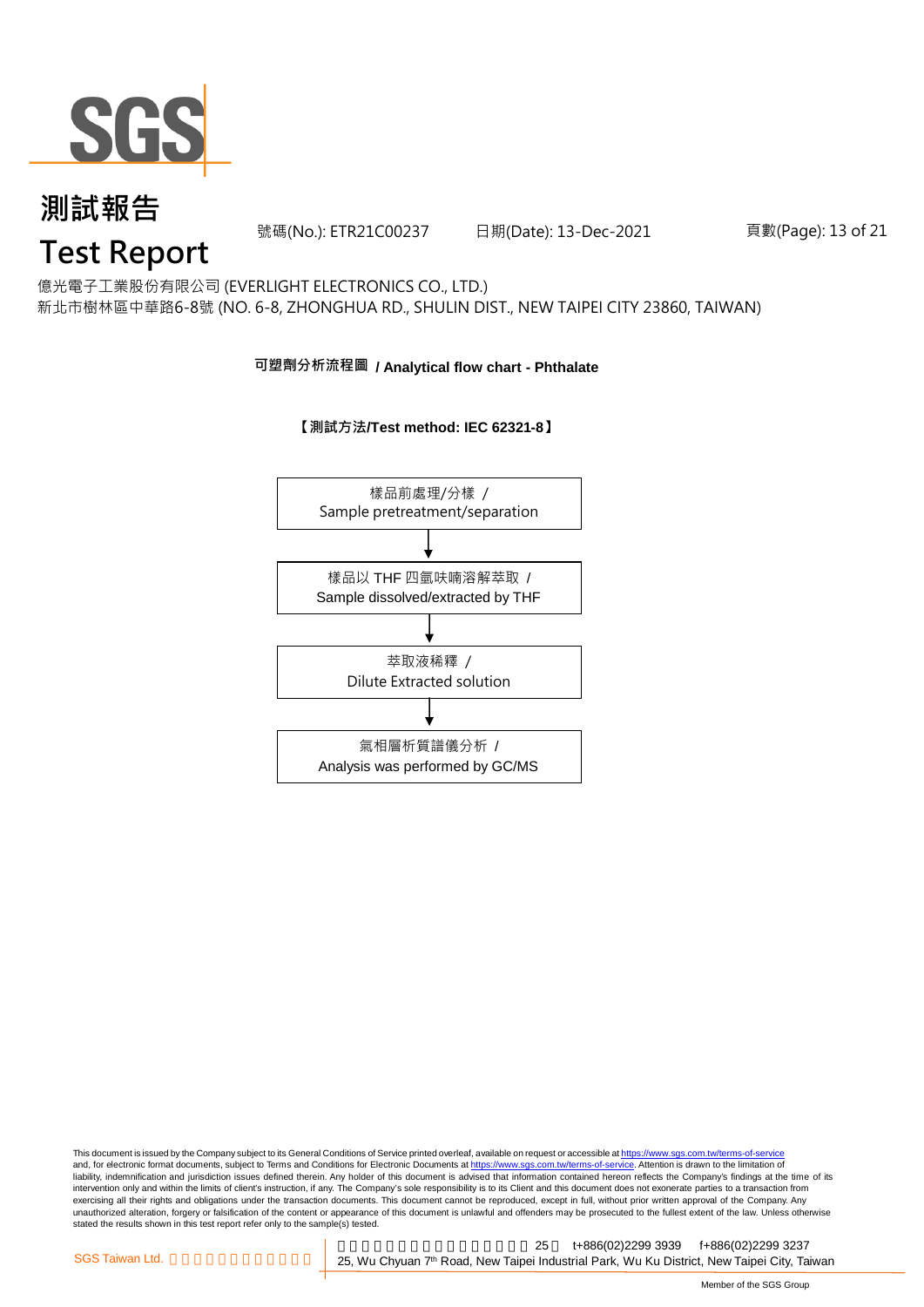# 測試報告
# Test Report

號碼(No.): ETR21C00237　　日期(Date): 13-Dec-2021

億光電子工業股份有限公司 (EVERLIGHT ELECTRONICS CO., LTD.)
新北市樹林區中華路6-8號 (NO. 6-8, ZHONGHUA RD., SHULIN DIST., NEW TAIPEI CITY 23860, TAIWAN)

## 可塑劑分析流程圖 / Analytical flow chart - Phthalate

**【測試方法/Test method: IEC 62321-8】**

樣品前處理/分樣 / Sample pretreatment/separation

↓

樣品以 THF 四氫呋喃溶解萃取 / Sample dissolved/extracted by THF

↓

萃取液稀釋 / Dilute Extracted solution

↓

氣相層析質譜儀分析 / Analysis was performed by GC/MS

This document is issued by the Company subject to its General Conditions of Service printed overleaf, available on request or accessible at https://www.sgs.com.tw/terms-of-service and, for electronic format documents, subject to Terms and Conditions for Electronic Documents at https://www.sgs.com.tw/terms-of-service. Attention is drawn to the limitation of liability, indemnification and jurisdiction issues defined therein. Any holder of this document is advised that information contained hereon reflects the Company's findings at the time of its intervention only and within the limits of client's instruction, if any. The Company's sole responsibility is to its Client and this document does not exonerate parties to a transaction from exercising all their rights and obligations under the transaction documents. This document cannot be reproduced, except in full, without prior written approval of the Company. Any unauthorized alteration, forgery or falsification of the content or appearance of this document is unlawful and offenders may be prosecuted to the fullest extent of the law. Unless otherwise stated the results shown in this test report refer only to the sample(s) tested.

SGS Taiwan Ltd. 台灣檢驗科技股份有限公司 | 新北市五股區新北產業園區五權七路25號 t+886(02)2299 3939 f+886(02)2299 3237
25, Wu Chyuan 7th Road, New Taipei Industrial Park, Wu Ku District, New Taipei City, Taiwan

Member of the SGS Group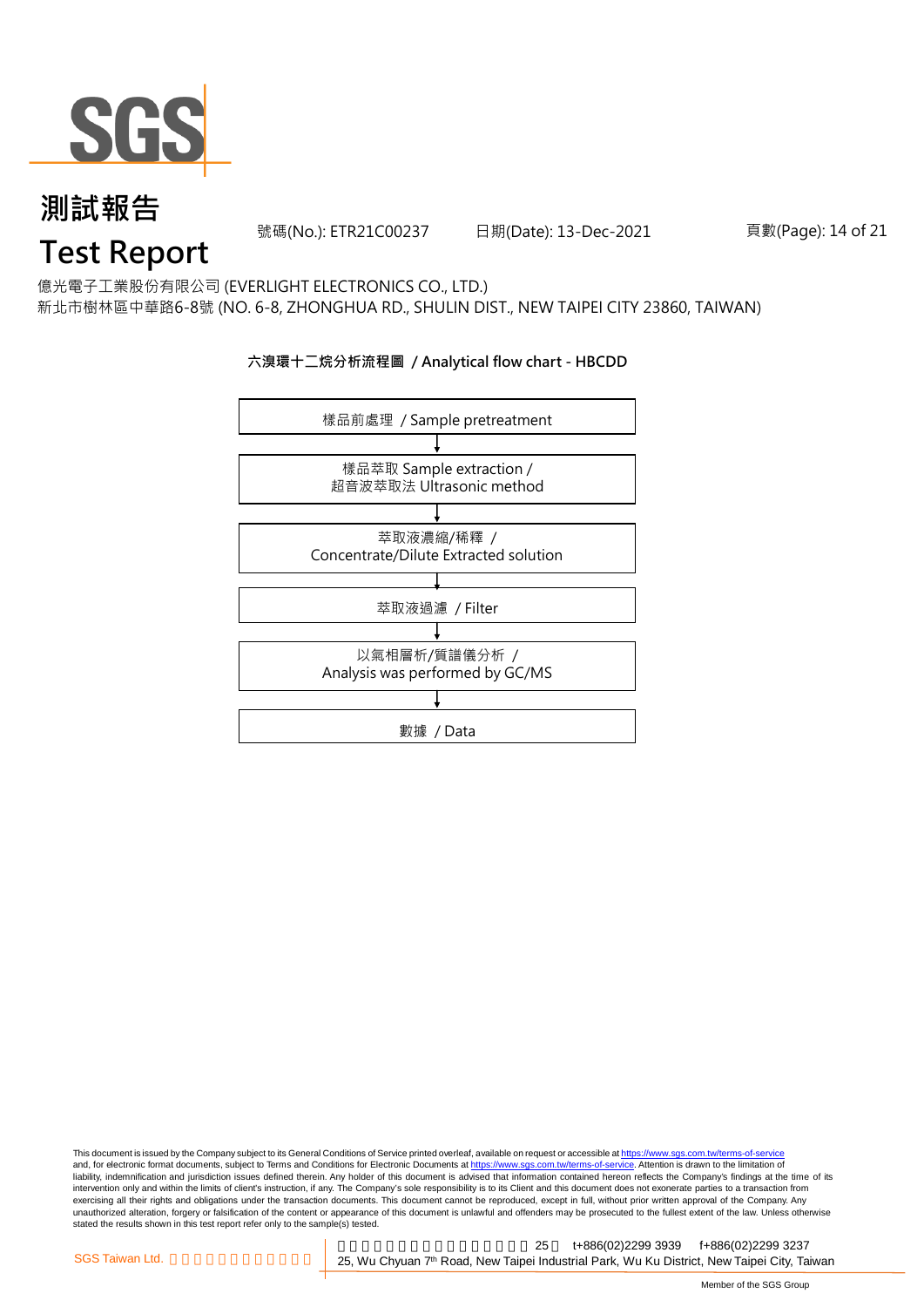# 測試報告

# Test Report

號碼(No.): ETR21C00237 日期(Date): 13-Dec-2021

億光電子工業股份有限公司 (EVERLIGHT ELECTRONICS CO., LTD.)
新北市樹林區中華路6-8號 (NO. 6-8, ZHONGHUA RD., SHULIN DIST., NEW TAIPEI CITY 23860, TAIWAN)

**六溴環十二烷分析流程圖 / Analytical flow chart - HBCDD**

樣品前處理 / Sample pretreatment

↓

樣品萃取 Sample extraction /
超音波萃取法 Ultrasonic method

↓

萃取液濃縮/稀釋 /
Concentrate/Dilute Extracted solution

↓

萃取液過濾 / Filter

↓

以氣相層析/質譜儀分析 /
Analysis was performed by GC/MS

↓

數據 / Data

This document is issued by the Company subject to its General Conditions of Service printed overleaf, available on request or accessible at https://www.sgs.com.tw/terms-of-service and, for electronic format documents, subject to Terms and Conditions for Electronic Documents at https://www.sgs.com.tw/terms-of-service. Attention is drawn to the limitation of liability, indemnification and jurisdiction issues defined therein. Any holder of this document is advised that information contained hereon reflects the Company's findings at the time of its intervention only and within the limits of client's instruction, if any. The Company's sole responsibility is to its Client and this document does not exonerate parties to a transaction from exercising all their rights and obligations under the transaction documents. This document cannot be reproduced, except in full, without prior written approval of the Company. Any unauthorized alteration, forgery or falsification of the content or appearance of this document is unlawful and offenders may be prosecuted to the fullest extent of the law. Unless otherwise stated the results shown in this test report refer only to the sample(s) tested.

SGS Taiwan Ltd. 25 t+886(02)2299 3939 f+886(02)2299 3237
25, Wu Chyuan 7th Road, New Taipei Industrial Park, Wu Ku District, New Taipei City, Taiwan

Member of the SGS Group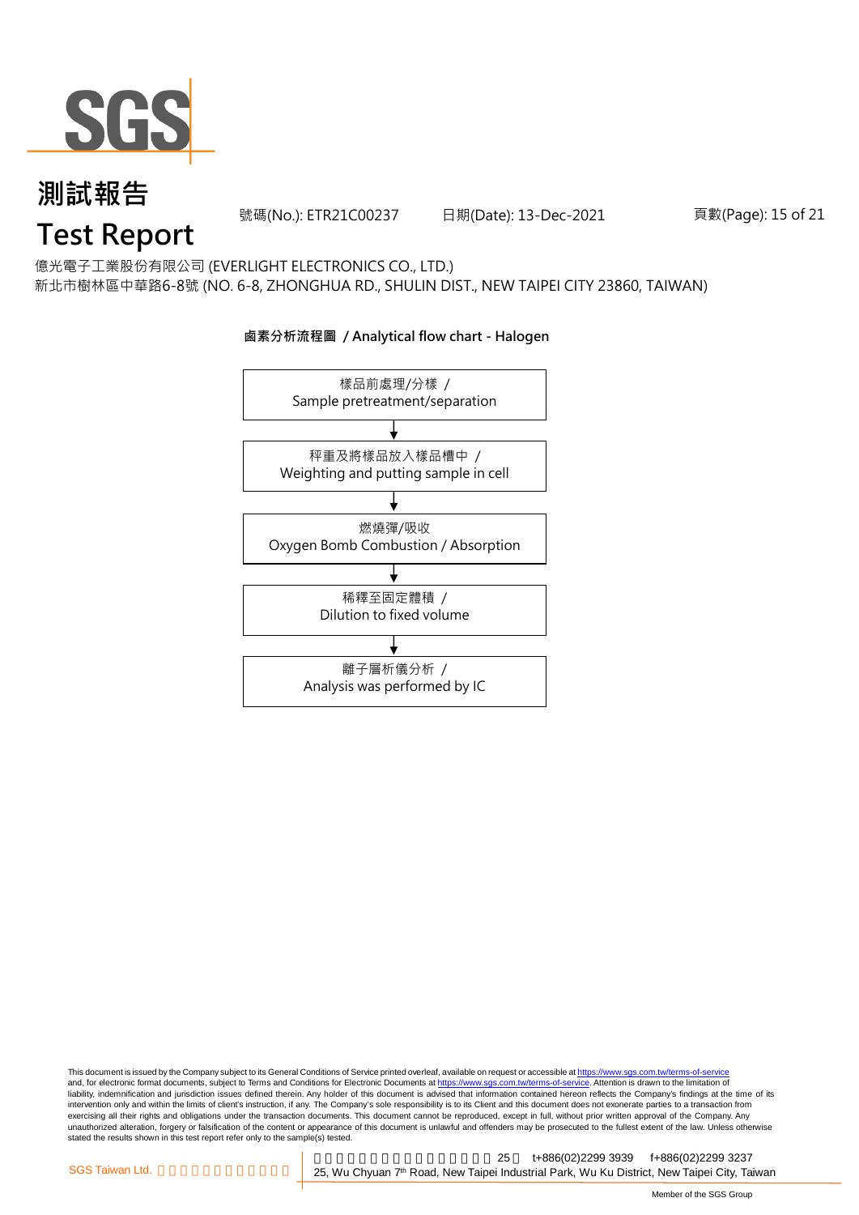# 測試報告
# Test Report

號碼(No.): ETR21C00237　　日期(Date): 13-Dec-2021

億光電子工業股份有限公司 (EVERLIGHT ELECTRONICS CO., LTD.)
新北市樹林區中華路6-8號 (NO. 6-8, ZHONGHUA RD., SHULIN DIST., NEW TAIPEI CITY 23860, TAIWAN)

**鹵素分析流程圖 / Analytical flow chart - Halogen**

樣品前處理/分樣 / Sample pretreatment/separation

↓

秤重及將樣品放入樣品槽中 / Weighting and putting sample in cell

↓

燃燒彈/吸收 Oxygen Bomb Combustion / Absorption

↓

稀釋至固定體積 / Dilution to fixed volume

↓

離子層析儀分析 / Analysis was performed by IC

This document is issued by the Company subject to its General Conditions of Service printed overleaf, available on request or accessible at https://www.sgs.com.tw/terms-of-service and, for electronic format documents, subject to Terms and Conditions for Electronic Documents at https://www.sgs.com.tw/terms-of-service. Attention is drawn to the limitation of liability, indemnification and jurisdiction issues defined therein. Any holder of this document is advised that information contained hereon reflects the Company's findings at the time of its intervention only and within the limits of client's instruction, if any. The Company's sole responsibility is to its Client and this document does not exonerate parties to a transaction from exercising all their rights and obligations under the transaction documents. This document cannot be reproduced, except in full, without prior written approval of the Company. Any unauthorized alteration, forgery or falsification of the content or appearance of this document is unlawful and offenders may be prosecuted to the fullest extent of the law. Unless otherwise stated the results shown in this test report refer only to the sample(s) tested.

SGS Taiwan Ltd. | 25, Wu Chyuan 7th Road, New Taipei Industrial Park, Wu Ku District, New Taipei City, Taiwan | t+886(02)2299 3939 f+886(02)2299 3237

Member of the SGS Group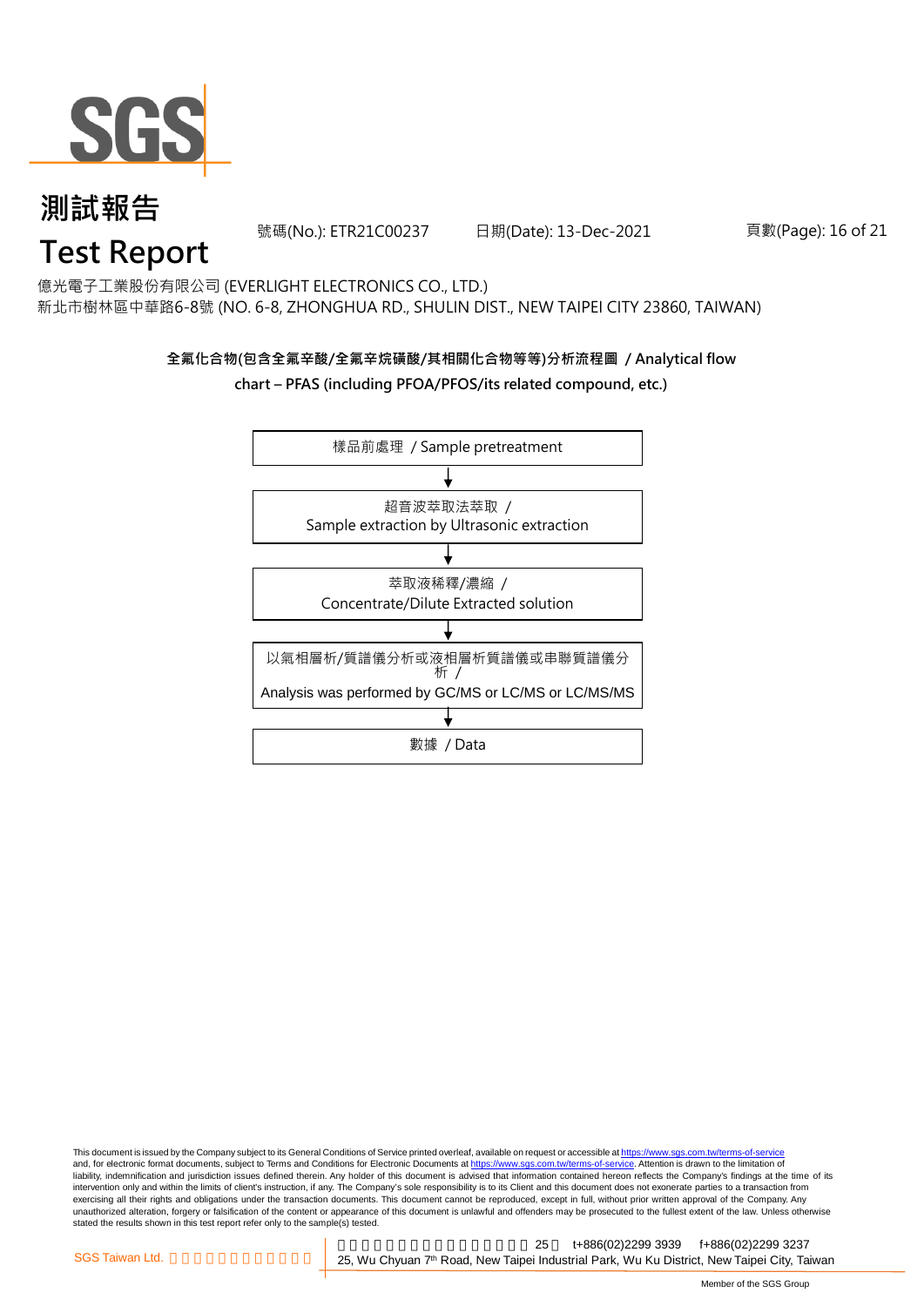# 測試報告

# Test Report

號碼(No.): ETR21C00237　　日期(Date): 13-Dec-2021

億光電子工業股份有限公司 (EVERLIGHT ELECTRONICS CO., LTD.)
新北市樹林區中華路6-8號 (NO. 6-8, ZHONGHUA RD., SHULIN DIST., NEW TAIPEI CITY 23860, TAIWAN)

**全氟化合物(包含全氟辛酸/全氟辛烷磺酸/其相關化合物等等)分析流程圖 / Analytical flow chart – PFAS (including PFOA/PFOS/its related compound, etc.)**

樣品前處理 / Sample pretreatment

↓

超音波萃取法萃取 /
Sample extraction by Ultrasonic extraction

↓

萃取液稀釋/濃縮 /
Concentrate/Dilute Extracted solution

↓

以氣相層析/質譜儀分析或液相層析質譜儀或串聯質譜儀分析 /
Analysis was performed by GC/MS or LC/MS or LC/MS/MS

↓

數據 / Data

This document is issued by the Company subject to its General Conditions of Service printed overleaf, available on request or accessible at https://www.sgs.com.tw/terms-of-service and, for electronic format documents, subject to Terms and Conditions for Electronic Documents at https://www.sgs.com.tw/terms-of-service. Attention is drawn to the limitation of liability, indemnification and jurisdiction issues defined therein. Any holder of this document is advised that information contained hereon reflects the Company's findings at the time of its intervention only and within the limits of client's instruction, if any. The Company's sole responsibility is to its Client and this document does not exonerate parties to a transaction from exercising all their rights and obligations under the transaction documents. This document cannot be reproduced, except in full, without prior written approval of the Company. Any unauthorized alteration, forgery or falsification of the content or appearance of this document is unlawful and offenders may be prosecuted to the fullest extent of the law. Unless otherwise stated the results shown in this test report refer only to the sample(s) tested.

SGS Taiwan Ltd.　25, Wu Chyuan 7th Road, New Taipei Industrial Park, Wu Ku District, New Taipei City, Taiwan　t+886(02)2299 3939　f+886(02)2299 3237

Member of the SGS Group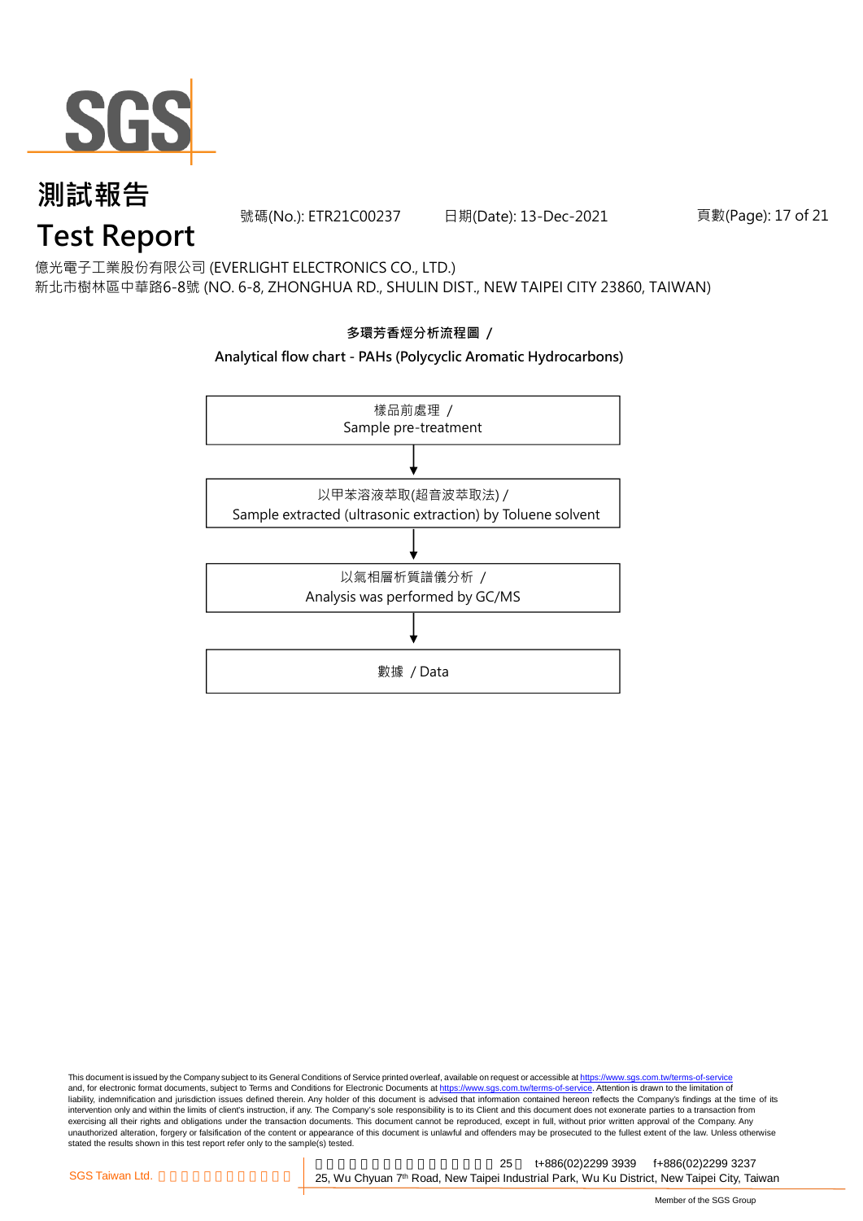# 測試報告

# Test Report

號碼(No.): ETR21C00237 日期(Date): 13-Dec-2021

億光電子工業股份有限公司 (EVERLIGHT ELECTRONICS CO., LTD.)
新北市樹林區中華路6-8號 (NO. 6-8, ZHONGHUA RD., SHULIN DIST., NEW TAIPEI CITY 23860, TAIWAN)

**多環芳香烴分析流程圖 /**

**Analytical flow chart - PAHs (Polycyclic Aromatic Hydrocarbons)**

樣品前處理 /
Sample pre-treatment

↓

以甲苯溶液萃取(超音波萃取法) /
Sample extracted (ultrasonic extraction) by Toluene solvent

↓

以氣相層析質譜儀分析 /
Analysis was performed by GC/MS

↓

數據 / Data

This document is issued by the Company subject to its General Conditions of Service printed overleaf, available on request or accessible at https://www.sgs.com.tw/terms-of-service and, for electronic format documents, subject to Terms and Conditions for Electronic Documents at https://www.sgs.com.tw/terms-of-service. Attention is drawn to the limitation of liability, indemnification and jurisdiction issues defined therein. Any holder of this document is advised that information contained hereon reflects the Company's findings at the time of its intervention only and within the limits of client's instruction, if any. The Company's sole responsibility is to its Client and this document does not exonerate parties to a transaction from exercising all their rights and obligations under the transaction documents. This document cannot be reproduced, except in full, without prior written approval of the Company. Any unauthorized alteration, forgery or falsification of the content or appearance of this document is unlawful and offenders may be prosecuted to the fullest extent of the law. Unless otherwise stated the results shown in this test report refer only to the sample(s) tested.

SGS Taiwan Ltd. 25 t+886(02)2299 3939 f+886(02)2299 3237
25, Wu Chyuan 7th Road, New Taipei Industrial Park, Wu Ku District, New Taipei City, Taiwan

Member of the SGS Group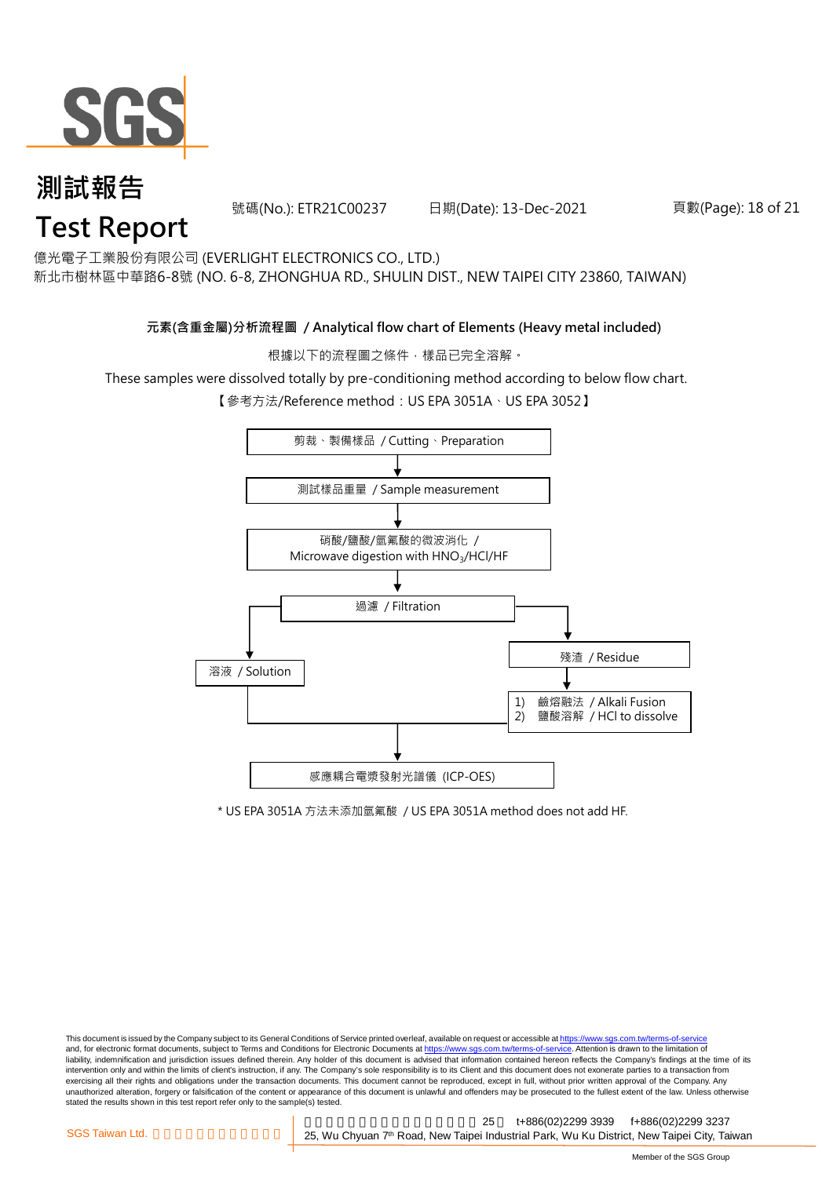# 測試報告
# Test Report

號碼(No.): ETR21C00237　　日期(Date): 13-Dec-2021

億光電子工業股份有限公司 (EVERLIGHT ELECTRONICS CO., LTD.)
新北市樹林區中華路6-8號 (NO. 6-8, ZHONGHUA RD., SHULIN DIST., NEW TAIPEI CITY 23860, TAIWAN)

## 元素(含重金屬)分析流程圖 / Analytical flow chart of Elements (Heavy metal included)

根據以下的流程圖之條件，樣品已完全溶解。

These samples were dissolved totally by pre-conditioning method according to below flow chart.

【參考方法/Reference method：US EPA 3051A、US EPA 3052】

- 剪裁、製備樣品 / Cutting、Preparation
- ↓
- 測試樣品重量 / Sample measurement
- ↓
- 硝酸/鹽酸/氫氟酸的微波消化 / Microwave digestion with $HNO_3$/HCl/HF
- ↓
- 過濾 / Filtration
  - → 溶液 / Solution
  - → 殘渣 / Residue → 1) 鹼熔融法 / Alkali Fusion 2) 鹽酸溶解 / HCl to dissolve
- ↓
- 感應耦合電漿發射光譜儀 (ICP-OES)

\* US EPA 3051A 方法未添加氫氟酸 / US EPA 3051A method does not add HF.

This document is issued by the Company subject to its General Conditions of Service printed overleaf, available on request or accessible at https://www.sgs.com.tw/terms-of-service and, for electronic format documents, subject to Terms and Conditions for Electronic Documents at https://www.sgs.com.tw/terms-of-service. Attention is drawn to the limitation of liability, indemnification and jurisdiction issues defined therein. Any holder of this document is advised that information contained hereon reflects the Company's findings at the time of its intervention only and within the limits of client's instruction, if any. The Company's sole responsibility is to its Client and this document does not exonerate parties to a transaction from exercising all their rights and obligations under the transaction documents. This document cannot be reproduced, except in full, without prior written approval of the Company. Any unauthorized alteration, forgery or falsification of the content or appearance of this document is unlawful and offenders may be prosecuted to the fullest extent of the law. Unless otherwise stated the results shown in this test report refer only to the sample(s) tested.

SGS Taiwan Ltd. 25, Wu Chyuan 7th Road, New Taipei Industrial Park, Wu Ku District, New Taipei City, Taiwan t+886(02)2299 3939 f+886(02)2299 3237

Member of the SGS Group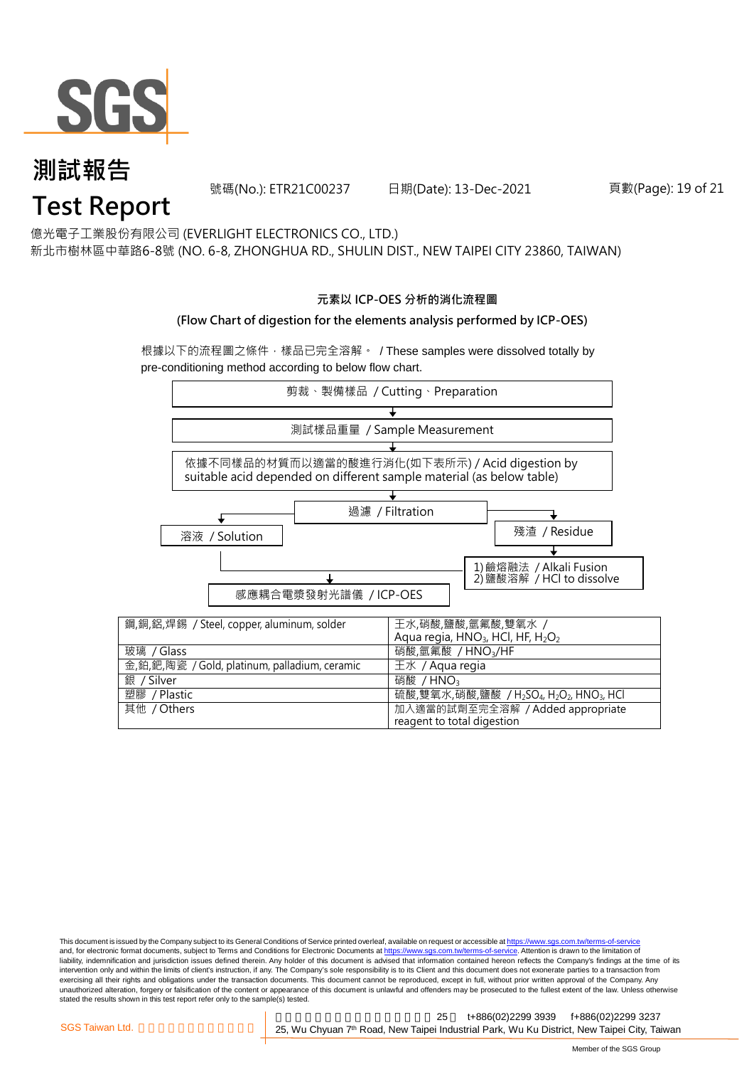# 測試報告

# Test Report

號碼(No.): ETR21C00237 日期(Date): 13-Dec-2021

億光電子工業股份有限公司 (EVERLIGHT ELECTRONICS CO., LTD.)
新北市樹林區中華路6-8號 (NO. 6-8, ZHONGHUA RD., SHULIN DIST., NEW TAIPEI CITY 23860, TAIWAN)

**元素以 ICP-OES 分析的消化流程圖**

**(Flow Chart of digestion for the elements analysis performed by ICP-OES)**

根據以下的流程圖之條件，樣品已完全溶解。 / These samples were dissolved totally by pre-conditioning method according to below flow chart.

剪裁、製備樣品 / Cutting、Preparation
↓
測試樣品重量 / Sample Measurement
↓
依據不同樣品的材質而以適當的酸進行消化(如下表所示) / Acid digestion by suitable acid depended on different sample material (as below table)
↓
過濾 / Filtration
→ 溶液 / Solution → 感應耦合電漿發射光譜儀 / ICP-OES
→ 殘渣 / Residue → 1) 鹼熔融法 / Alkali Fusion 2) 鹽酸溶解 / HCl to dissolve → 感應耦合電漿發射光譜儀 / ICP-OES

| | |
|---|---|
| 鋼,銅,鋁,焊錫 / Steel, copper, aluminum, solder | 王水,硝酸,鹽酸,氫氟酸,雙氧水 / Aqua regia, $HNO_3$, HCl, HF, $H_2O_2$ |
| 玻璃 / Glass | 硝酸,氫氟酸 / $HNO_3$/HF |
| 金,鉑,鈀,陶瓷 / Gold, platinum, palladium, ceramic | 王水 / Aqua regia |
| 銀 / Silver | 硝酸 / $HNO_3$ |
| 塑膠 / Plastic | 硫酸,雙氧水,硝酸,鹽酸 / $H_2SO_4$, $H_2O_2$, $HNO_3$, HCl |
| 其他 / Others | 加入適當的試劑至完全溶解 / Added appropriate reagent to total digestion |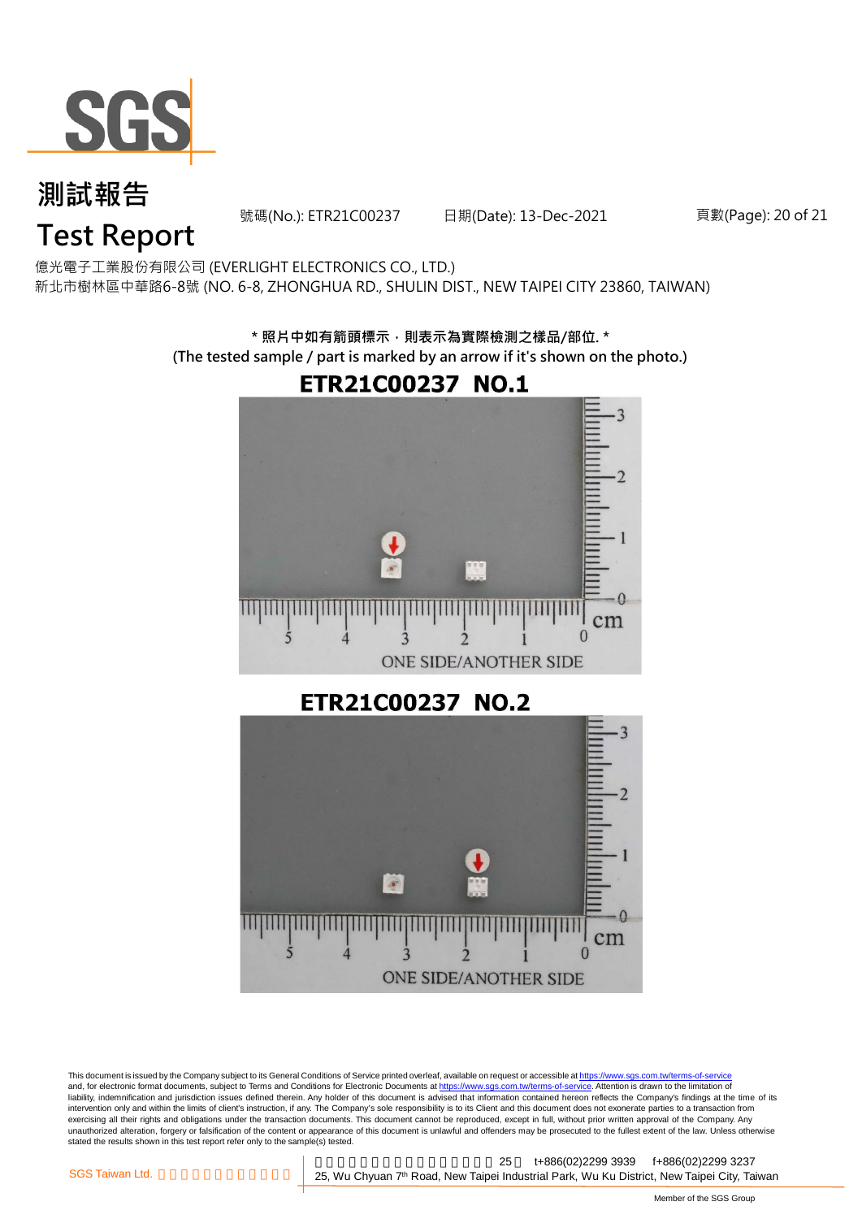# 測試報告
# Test Report

號碼(No.): ETR21C00237　　日期(Date): 13-Dec-2021

億光電子工業股份有限公司 (EVERLIGHT ELECTRONICS CO., LTD.)
新北市樹林區中華路6-8號 (NO. 6-8, ZHONGHUA RD., SHULIN DIST., NEW TAIPEI CITY 23860, TAIWAN)

**\* 照片中如有箭頭標示，則表示為實際檢測之樣品/部位. \***
**(The tested sample / part is marked by an arrow if it's shown on the photo.)**

## ETR21C00237 NO.1

ONE SIDE/ANOTHER SIDE

## ETR21C00237 NO.2

ONE SIDE/ANOTHER SIDE

This document is issued by the Company subject to its General Conditions of Service printed overleaf, available on request or accessible at https://www.sgs.com.tw/terms-of-service and, for electronic format documents, subject to Terms and Conditions for Electronic Documents at https://www.sgs.com.tw/terms-of-service. Attention is drawn to the limitation of liability, indemnification and jurisdiction issues defined therein. Any holder of this document is advised that information contained hereon reflects the Company's findings at the time of its intervention only and within the limits of client's instruction, if any. The Company's sole responsibility is to its Client and this document does not exonerate parties to a transaction from exercising all their rights and obligations under the transaction documents. This document cannot be reproduced, except in full, without prior written approval of the Company. Any unauthorized alteration, forgery or falsification of the content or appearance of this document is unlawful and offenders may be prosecuted to the fullest extent of the law. Unless otherwise stated the results shown in this test report refer only to the sample(s) tested.

SGS Taiwan Ltd. | 25, Wu Chyuan 7th Road, New Taipei Industrial Park, Wu Ku District, New Taipei City, Taiwan | t+886(02)2299 3939 | f+886(02)2299 3237

Member of the SGS Group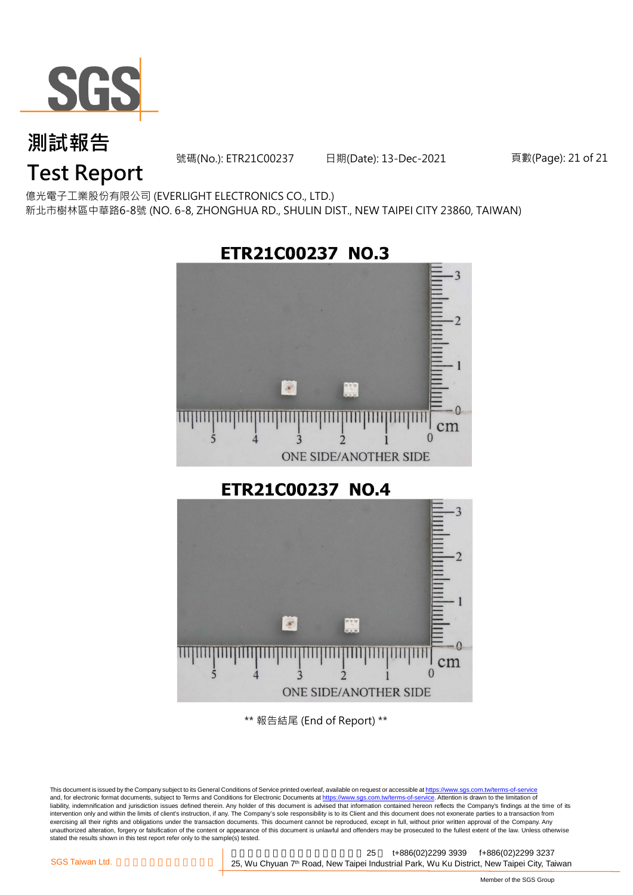# 測試報告

# Test Report

號碼(No.): ETR21C00237 日期(Date): 13-Dec-2021

億光電子工業股份有限公司 (EVERLIGHT ELECTRONICS CO., LTD.)
新北市樹林區中華路6-8號 (NO. 6-8, ZHONGHUA RD., SHULIN DIST., NEW TAIPEI CITY 23860, TAIWAN)

**ETR21C00237 NO.3**

ONE SIDE/ANOTHER SIDE

**ETR21C00237 NO.4**

ONE SIDE/ANOTHER SIDE

** 報告結尾 (End of Report) **

This document is issued by the Company subject to its General Conditions of Service printed overleaf, available on request or accessible at https://www.sgs.com.tw/terms-of-service and, for electronic format documents, subject to Terms and Conditions for Electronic Documents at https://www.sgs.com.tw/terms-of-service. Attention is drawn to the limitation of liability, indemnification and jurisdiction issues defined therein. Any holder of this document is advised that information contained hereon reflects the Company's findings at the time of its intervention only and within the limits of client's instruction, if any. The Company's sole responsibility is to its Client and this document does not exonerate parties to a transaction from exercising all their rights and obligations under the transaction documents. This document cannot be reproduced, except in full, without prior written approval of the Company. Any unauthorized alteration, forgery or falsification of the content or appearance of this document is unlawful and offenders may be prosecuted to the fullest extent of the law. Unless otherwise stated the results shown in this test report refer only to the sample(s) tested.

SGS Taiwan Ltd. | 25, Wu Chyuan 7th Road, New Taipei Industrial Park, Wu Ku District, New Taipei City, Taiwan | t+886(02)2299 3939 | f+886(02)2299 3237

Member of the SGS Group